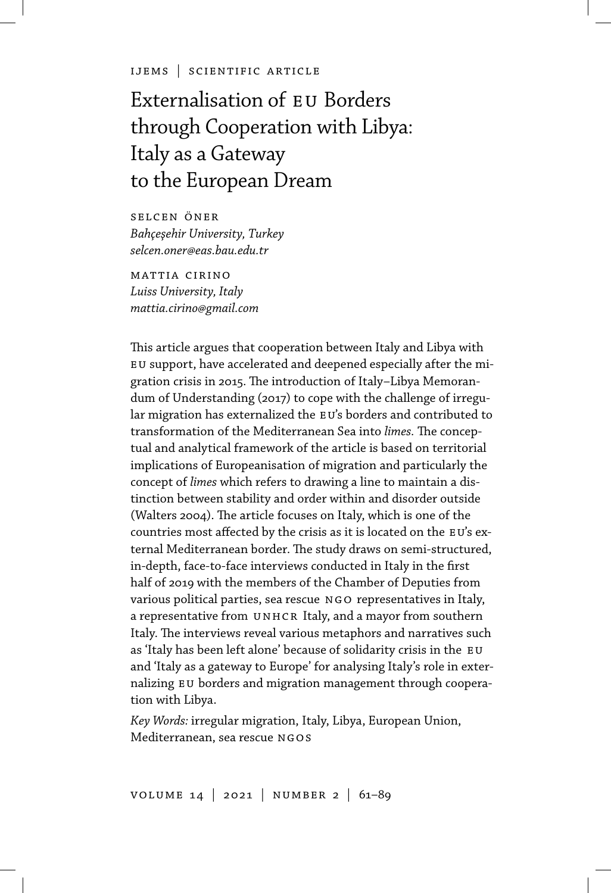# Externalisation of EU Borders through Cooperation with Libya: Italy as a Gateway to the European Dream

SELCEN ÖNER
*Bahçeşehir University, Turkey*
*selcen.oner@eas.bau.edu.tr*

MATTIA CIRINO
*Luiss University, Italy*
*mattia.cirino@gmail.com*

This article argues that cooperation between Italy and Libya with EU support, have accelerated and deepened especially after the migration crisis in 2015. The introduction of Italy–Libya Memorandum of Understanding (2017) to cope with the challenge of irregular migration has externalized the EU's borders and contributed to transformation of the Mediterranean Sea into *limes.* The conceptual and analytical framework of the article is based on territorial implications of Europeanisation of migration and particularly the concept of *limes* which refers to drawing a line to maintain a distinction between stability and order within and disorder outside (Walters 2004). The article focuses on Italy, which is one of the countries most affected by the crisis as it is located on the EU's external Mediterranean border. The study draws on semi-structured, in-depth, face-to-face interviews conducted in Italy in the first half of 2019 with the members of the Chamber of Deputies from various political parties, sea rescue NGO representatives in Italy, a representative from UNHCR Italy, and a mayor from southern Italy. The interviews reveal various metaphors and narratives such as 'Italy has been left alone' because of solidarity crisis in the EU and 'Italy as a gateway to Europe' for analysing Italy's role in externalizing EU borders and migration management through cooperation with Libya.

*Key Words:* irregular migration, Italy, Libya, European Union, Mediterranean, sea rescue NGOS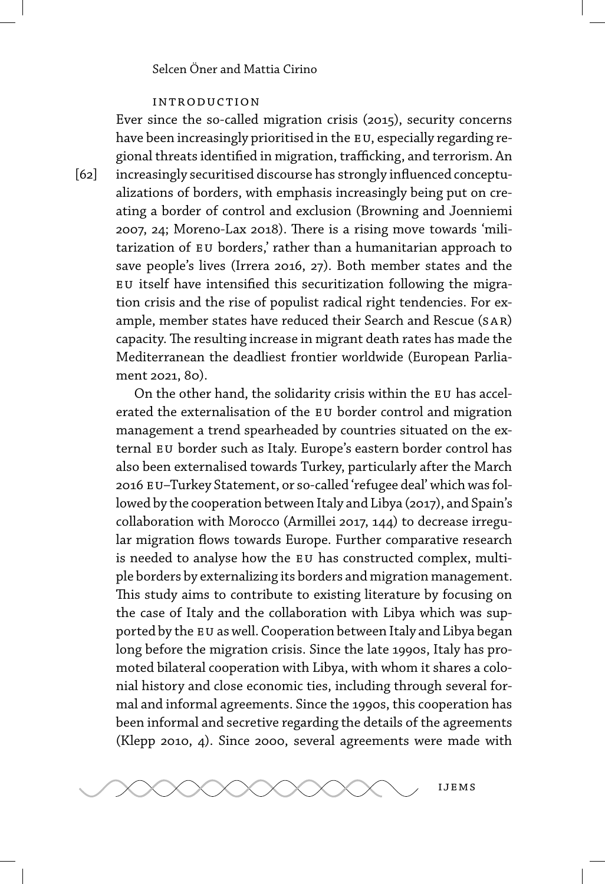## Introduction

Ever since the so-called migration crisis (2015), security concerns have been increasingly prioritised in the EU, especially regarding regional threats identified in migration, trafficking, and terrorism. An increasingly securitised discourse has strongly influenced conceptualizations of borders, with emphasis increasingly being put on creating a border of control and exclusion (Browning and Joenniemi 2007, 24; Moreno-Lax 2018). There is a rising move towards 'militarization of EU borders,' rather than a humanitarian approach to save people's lives (Irrera 2016, 27). Both member states and the EU itself have intensified this securitization following the migration crisis and the rise of populist radical right tendencies. For example, member states have reduced their Search and Rescue (SAR) capacity. The resulting increase in migrant death rates has made the Mediterranean the deadliest frontier worldwide (European Parliament 2021, 80).

On the other hand, the solidarity crisis within the EU has accelerated the externalisation of the EU border control and migration management a trend spearheaded by countries situated on the external EU border such as Italy. Europe's eastern border control has also been externalised towards Turkey, particularly after the March 2016 EU–Turkey Statement, or so-called 'refugee deal' which was followed by the cooperation between Italy and Libya (2017), and Spain's collaboration with Morocco (Armillei 2017, 144) to decrease irregular migration flows towards Europe. Further comparative research is needed to analyse how the EU has constructed complex, multiple borders by externalizing its borders and migration management. This study aims to contribute to existing literature by focusing on the case of Italy and the collaboration with Libya which was supported by the EU as well. Cooperation between Italy and Libya began long before the migration crisis. Since the late 1990s, Italy has promoted bilateral cooperation with Libya, with whom it shares a colonial history and close economic ties, including through several formal and informal agreements. Since the 1990s, this cooperation has been informal and secretive regarding the details of the agreements (Klepp 2010, 4). Since 2000, several agreements were made with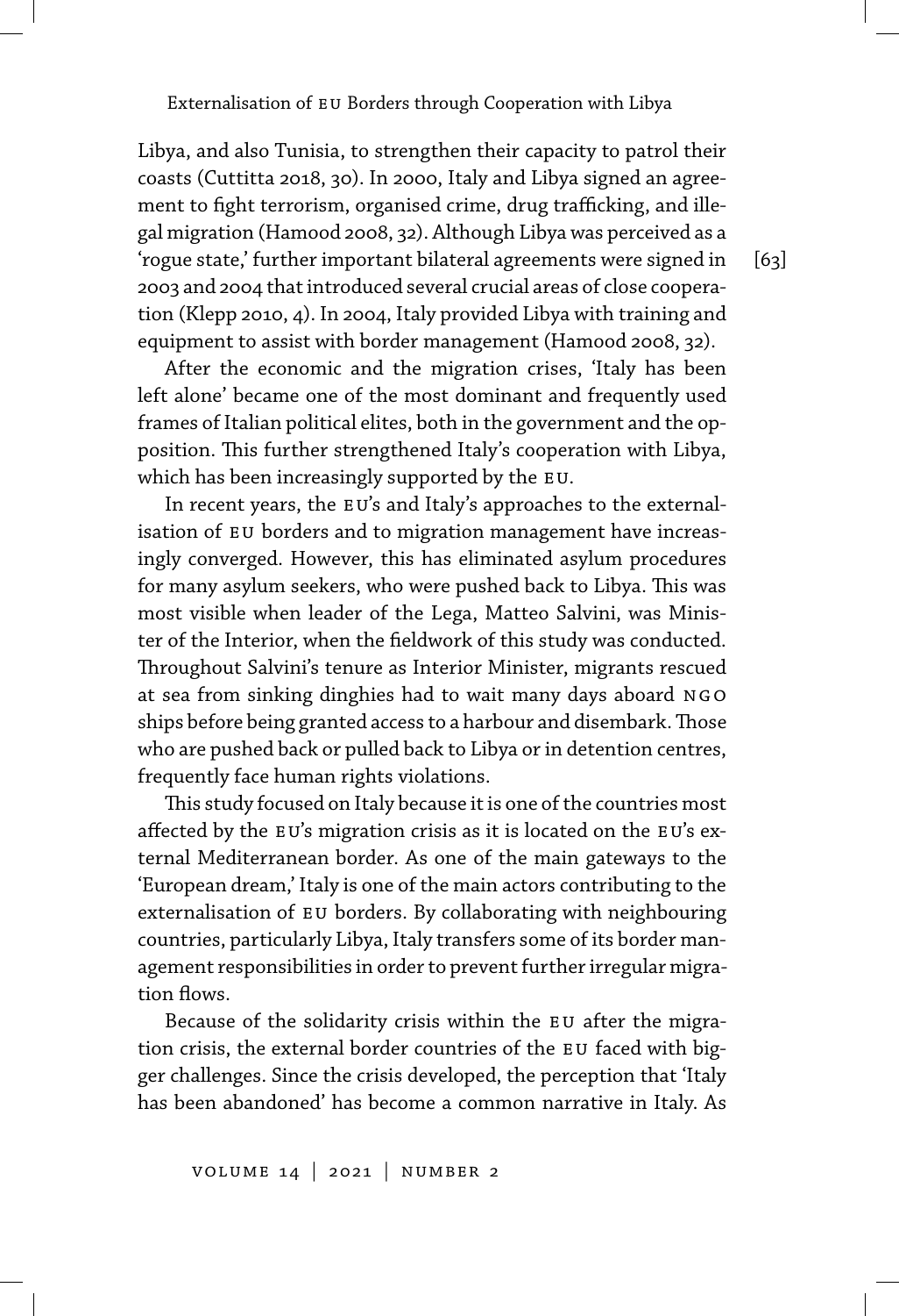Libya, and also Tunisia, to strengthen their capacity to patrol their coasts (Cuttitta 2018, 30). In 2000, Italy and Libya signed an agreement to fight terrorism, organised crime, drug trafficking, and illegal migration (Hamood 2008, 32). Although Libya was perceived as a 'rogue state,' further important bilateral agreements were signed in 2003 and 2004 that introduced several crucial areas of close cooperation (Klepp 2010, 4). In 2004, Italy provided Libya with training and equipment to assist with border management (Hamood 2008, 32).

After the economic and the migration crises, 'Italy has been left alone' became one of the most dominant and frequently used frames of Italian political elites, both in the government and the opposition. This further strengthened Italy's cooperation with Libya, which has been increasingly supported by the EU.

In recent years, the EU's and Italy's approaches to the externalisation of EU borders and to migration management have increasingly converged. However, this has eliminated asylum procedures for many asylum seekers, who were pushed back to Libya. This was most visible when leader of the Lega, Matteo Salvini, was Minister of the Interior, when the fieldwork of this study was conducted. Throughout Salvini's tenure as Interior Minister, migrants rescued at sea from sinking dinghies had to wait many days aboard NGO ships before being granted access to a harbour and disembark. Those who are pushed back or pulled back to Libya or in detention centres, frequently face human rights violations.

This study focused on Italy because it is one of the countries most affected by the EU's migration crisis as it is located on the EU's external Mediterranean border. As one of the main gateways to the 'European dream,' Italy is one of the main actors contributing to the externalisation of EU borders. By collaborating with neighbouring countries, particularly Libya, Italy transfers some of its border management responsibilities in order to prevent further irregular migration flows.

Because of the solidarity crisis within the EU after the migration crisis, the external border countries of the EU faced with bigger challenges. Since the crisis developed, the perception that 'Italy has been abandoned' has become a common narrative in Italy. As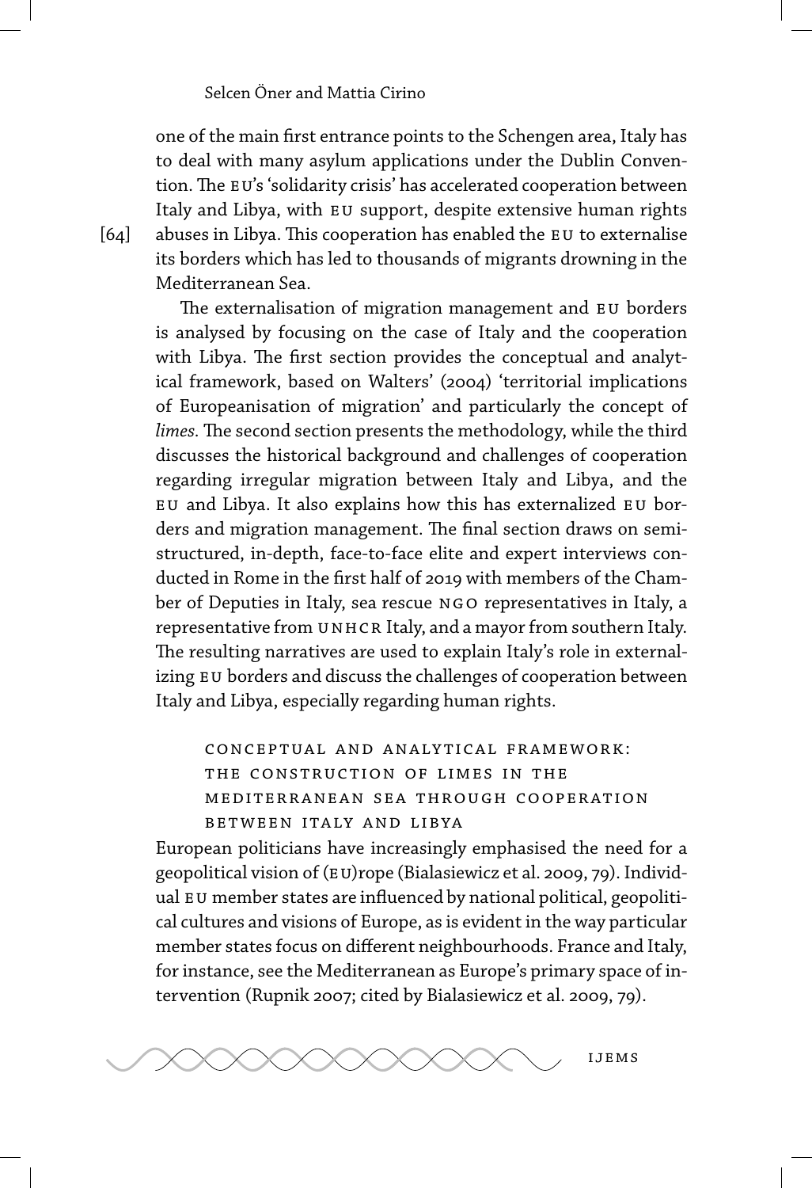one of the main first entrance points to the Schengen area, Italy has to deal with many asylum applications under the Dublin Convention. The EU's 'solidarity crisis' has accelerated cooperation between Italy and Libya, with EU support, despite extensive human rights abuses in Libya. This cooperation has enabled the EU to externalise its borders which has led to thousands of migrants drowning in the Mediterranean Sea.

The externalisation of migration management and EU borders is analysed by focusing on the case of Italy and the cooperation with Libya. The first section provides the conceptual and analytical framework, based on Walters' (2004) 'territorial implications of Europeanisation of migration' and particularly the concept of *limes*. The second section presents the methodology, while the third discusses the historical background and challenges of cooperation regarding irregular migration between Italy and Libya, and the EU and Libya. It also explains how this has externalized EU borders and migration management. The final section draws on semi-structured, in-depth, face-to-face elite and expert interviews conducted in Rome in the first half of 2019 with members of the Chamber of Deputies in Italy, sea rescue NGO representatives in Italy, a representative from UNHCR Italy, and a mayor from southern Italy. The resulting narratives are used to explain Italy's role in externalizing EU borders and discuss the challenges of cooperation between Italy and Libya, especially regarding human rights.

## Conceptual and Analytical Framework: The Construction of Limes in the Mediterranean Sea through Cooperation between Italy and Libya

European politicians have increasingly emphasised the need for a geopolitical vision of (EU)rope (Bialasiewicz et al. 2009, 79). Individual EU member states are influenced by national political, geopolitical cultures and visions of Europe, as is evident in the way particular member states focus on different neighbourhoods. France and Italy, for instance, see the Mediterranean as Europe's primary space of intervention (Rupnik 2007; cited by Bialasiewicz et al. 2009, 79).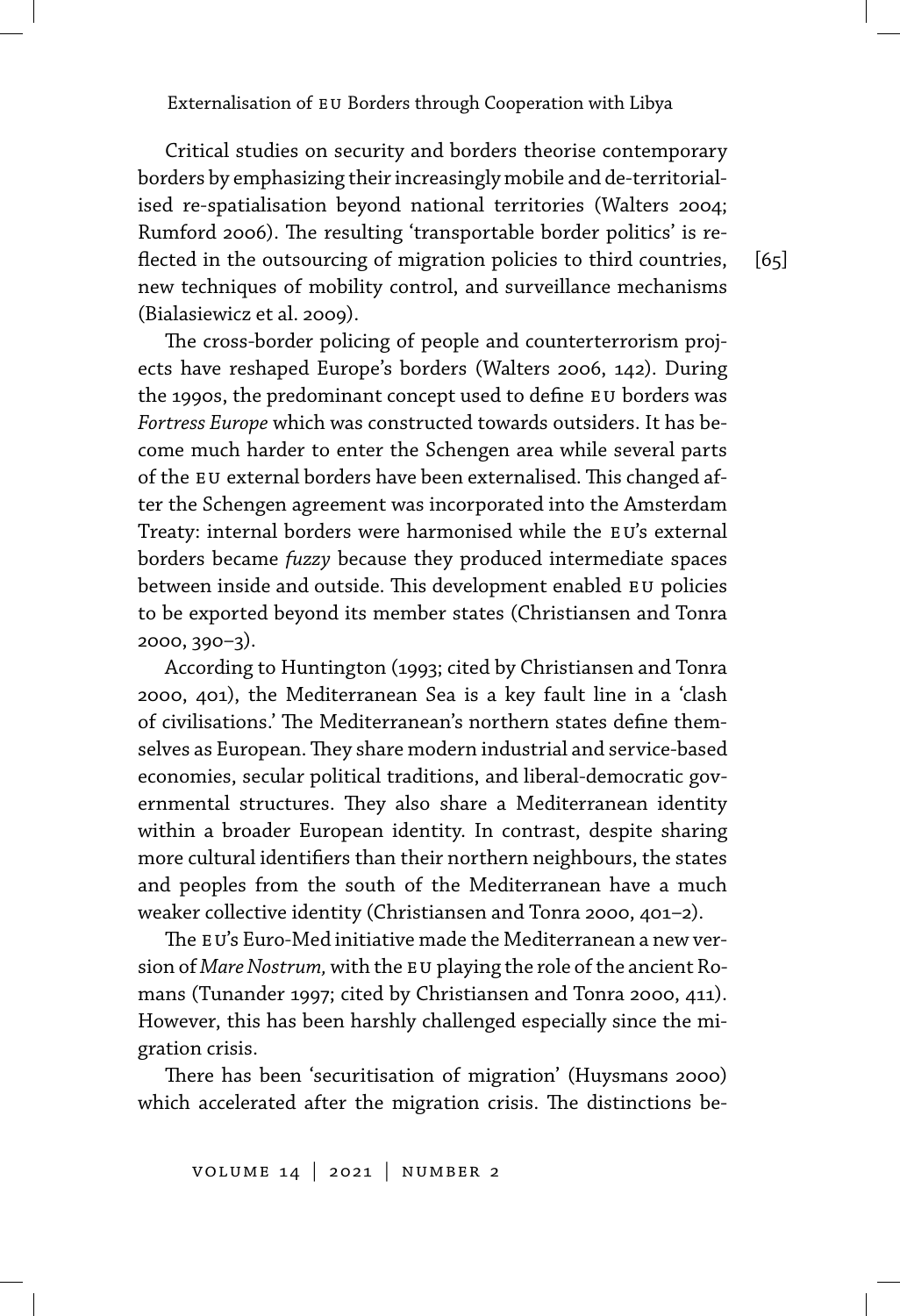Critical studies on security and borders theorise contemporary borders by emphasizing their increasingly mobile and de-territorialised re-spatialisation beyond national territories (Walters 2004; Rumford 2006). The resulting 'transportable border politics' is reflected in the outsourcing of migration policies to third countries, new techniques of mobility control, and surveillance mechanisms (Bialasiewicz et al. 2009).

The cross-border policing of people and counterterrorism projects have reshaped Europe's borders (Walters 2006, 142). During the 1990s, the predominant concept used to define EU borders was *Fortress Europe* which was constructed towards outsiders. It has become much harder to enter the Schengen area while several parts of the EU external borders have been externalised. This changed after the Schengen agreement was incorporated into the Amsterdam Treaty: internal borders were harmonised while the EU's external borders became *fuzzy* because they produced intermediate spaces between inside and outside. This development enabled EU policies to be exported beyond its member states (Christiansen and Tonra 2000, 390–3).

According to Huntington (1993; cited by Christiansen and Tonra 2000, 401), the Mediterranean Sea is a key fault line in a 'clash of civilisations.' The Mediterranean's northern states define themselves as European. They share modern industrial and service-based economies, secular political traditions, and liberal-democratic governmental structures. They also share a Mediterranean identity within a broader European identity. In contrast, despite sharing more cultural identifiers than their northern neighbours, the states and peoples from the south of the Mediterranean have a much weaker collective identity (Christiansen and Tonra 2000, 401–2).

The EU's Euro-Med initiative made the Mediterranean a new version of *Mare Nostrum,* with the EU playing the role of the ancient Romans (Tunander 1997; cited by Christiansen and Tonra 2000, 411). However, this has been harshly challenged especially since the migration crisis.

There has been 'securitisation of migration' (Huysmans 2000) which accelerated after the migration crisis. The distinctions be-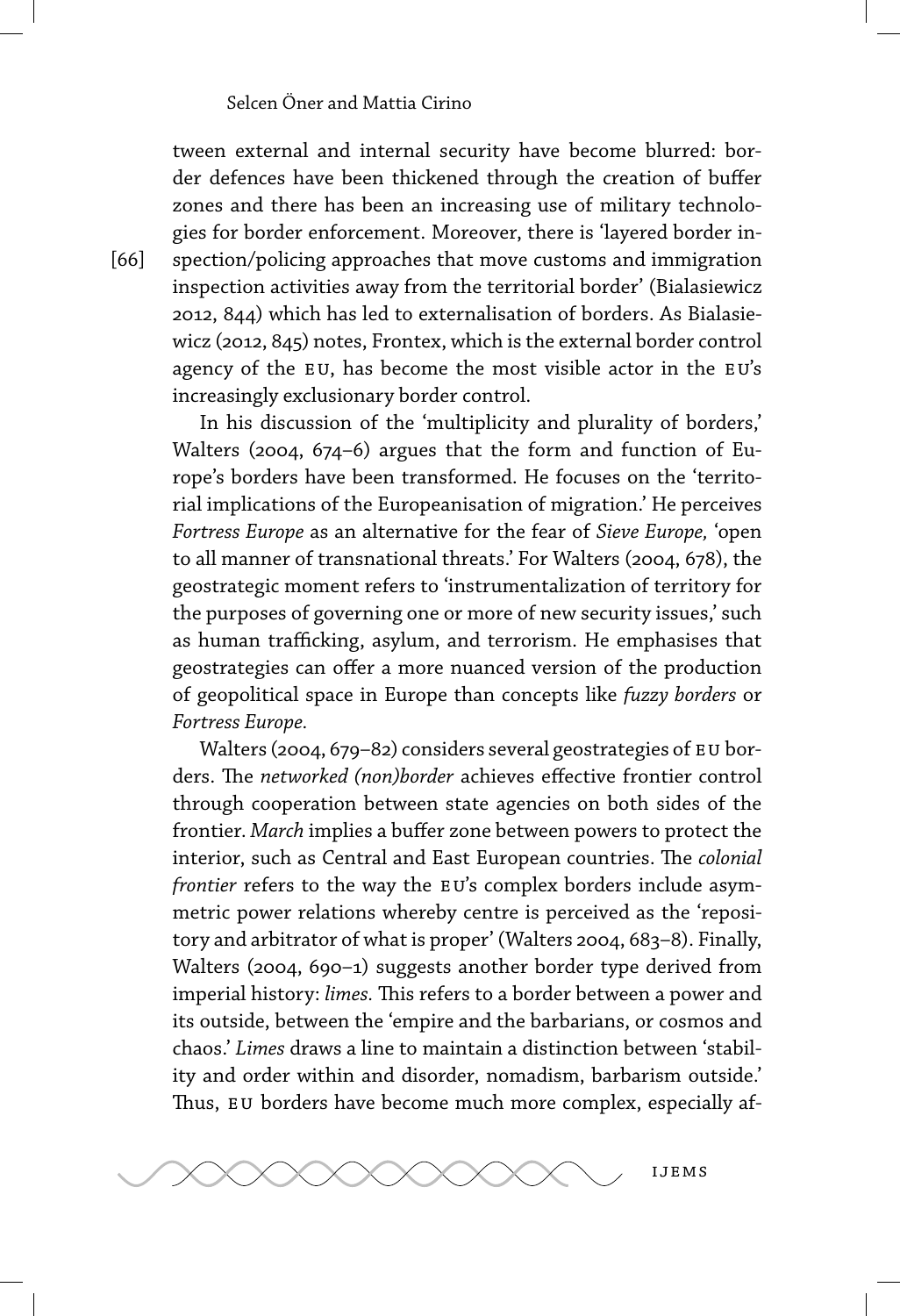tween external and internal security have become blurred: border defences have been thickened through the creation of buffer zones and there has been an increasing use of military technologies for border enforcement. Moreover, there is 'layered border inspection/policing approaches that move customs and immigration inspection activities away from the territorial border' (Bialasiewicz 2012, 844) which has led to externalisation of borders. As Bialasiewicz (2012, 845) notes, Frontex, which is the external border control agency of the EU, has become the most visible actor in the EU's increasingly exclusionary border control.

In his discussion of the 'multiplicity and plurality of borders,' Walters (2004, 674–6) argues that the form and function of Europe's borders have been transformed. He focuses on the 'territorial implications of the Europeanisation of migration.' He perceives *Fortress Europe* as an alternative for the fear of *Sieve Europe,* 'open to all manner of transnational threats.' For Walters (2004, 678), the geostrategic moment refers to 'instrumentalization of territory for the purposes of governing one or more of new security issues,' such as human trafficking, asylum, and terrorism. He emphasises that geostrategies can offer a more nuanced version of the production of geopolitical space in Europe than concepts like *fuzzy borders* or *Fortress Europe*.

Walters (2004, 679–82) considers several geostrategies of EU borders. The *networked (non)border* achieves effective frontier control through cooperation between state agencies on both sides of the frontier. *March* implies a buffer zone between powers to protect the interior, such as Central and East European countries. The *colonial frontier* refers to the way the EU's complex borders include asymmetric power relations whereby centre is perceived as the 'repository and arbitrator of what is proper' (Walters 2004, 683–8). Finally, Walters (2004, 690–1) suggests another border type derived from imperial history: *limes*. This refers to a border between a power and its outside, between the 'empire and the barbarians, or cosmos and chaos.' *Limes* draws a line to maintain a distinction between 'stability and order within and disorder, nomadism, barbarism outside.' Thus, EU borders have become much more complex, especially af-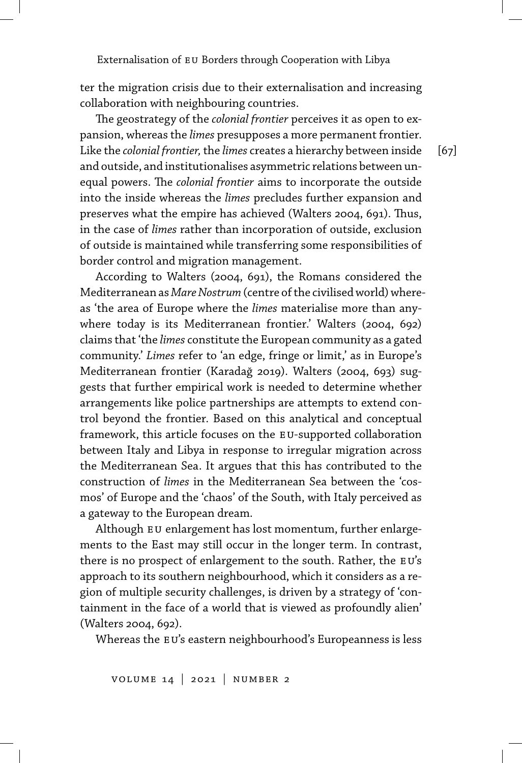ter the migration crisis due to their externalisation and increasing collaboration with neighbouring countries.

The geostrategy of the *colonial frontier* perceives it as open to expansion, whereas the *limes* presupposes a more permanent frontier. Like the *colonial frontier,* the *limes* creates a hierarchy between inside and outside, and institutionalises asymmetric relations between unequal powers. The *colonial frontier* aims to incorporate the outside into the inside whereas the *limes* precludes further expansion and preserves what the empire has achieved (Walters 2004, 691). Thus, in the case of *limes* rather than incorporation of outside, exclusion of outside is maintained while transferring some responsibilities of border control and migration management.

According to Walters (2004, 691), the Romans considered the Mediterranean as *Mare Nostrum* (centre of the civilised world) whereas 'the area of Europe where the *limes* materialise more than anywhere today is its Mediterranean frontier.' Walters (2004, 692) claims that 'the *limes* constitute the European community as a gated community.' *Limes* refer to 'an edge, fringe or limit,' as in Europe's Mediterranean frontier (Karadağ 2019). Walters (2004, 693) suggests that further empirical work is needed to determine whether arrangements like police partnerships are attempts to extend control beyond the frontier. Based on this analytical and conceptual framework, this article focuses on the EU-supported collaboration between Italy and Libya in response to irregular migration across the Mediterranean Sea. It argues that this has contributed to the construction of *limes* in the Mediterranean Sea between the 'cosmos' of Europe and the 'chaos' of the South, with Italy perceived as a gateway to the European dream.

Although EU enlargement has lost momentum, further enlargements to the East may still occur in the longer term. In contrast, there is no prospect of enlargement to the south. Rather, the EU's approach to its southern neighbourhood, which it considers as a region of multiple security challenges, is driven by a strategy of 'containment in the face of a world that is viewed as profoundly alien' (Walters 2004, 692).

Whereas the EU's eastern neighbourhood's Europeanness is less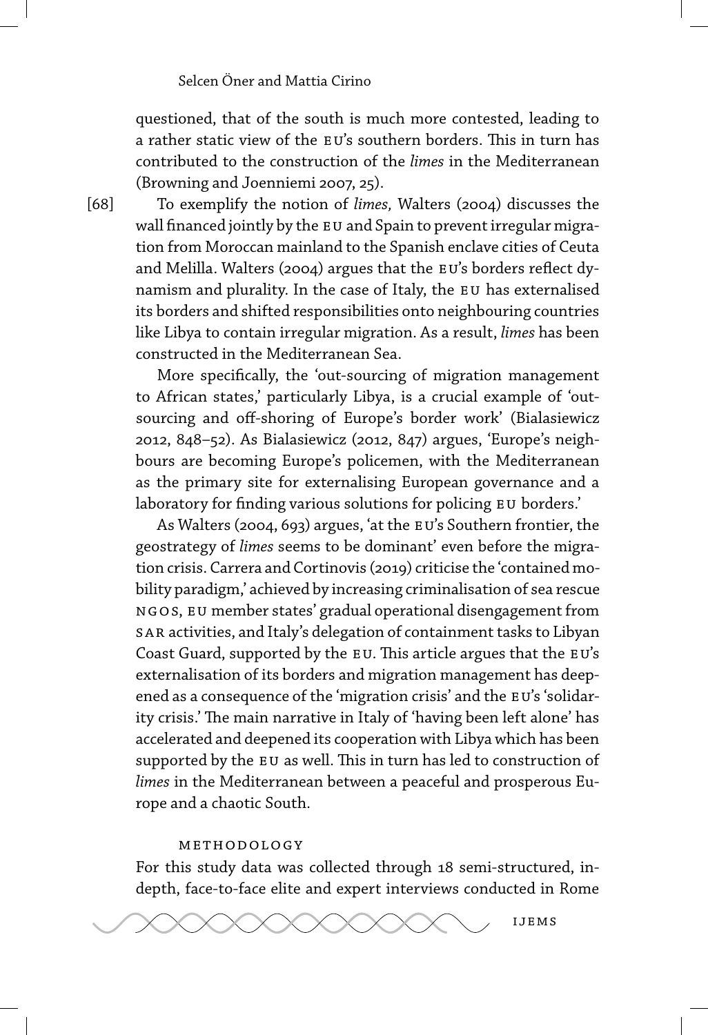questioned, that of the south is much more contested, leading to a rather static view of the EU's southern borders. This in turn has contributed to the construction of the *limes* in the Mediterranean (Browning and Joenniemi 2007, 25).

To exemplify the notion of *limes,* Walters (2004) discusses the wall financed jointly by the EU and Spain to prevent irregular migration from Moroccan mainland to the Spanish enclave cities of Ceuta and Melilla. Walters (2004) argues that the EU's borders reflect dynamism and plurality. In the case of Italy, the EU has externalised its borders and shifted responsibilities onto neighbouring countries like Libya to contain irregular migration. As a result, *limes* has been constructed in the Mediterranean Sea.

More specifically, the 'out-sourcing of migration management to African states,' particularly Libya, is a crucial example of 'out-sourcing and off-shoring of Europe's border work' (Bialasiewicz 2012, 848–52). As Bialasiewicz (2012, 847) argues, 'Europe's neighbours are becoming Europe's policemen, with the Mediterranean as the primary site for externalising European governance and a laboratory for finding various solutions for policing EU borders.'

As Walters (2004, 693) argues, 'at the EU's Southern frontier, the geostrategy of *limes* seems to be dominant' even before the migration crisis. Carrera and Cortinovis (2019) criticise the 'contained mobility paradigm,' achieved by increasing criminalisation of sea rescue NGOS, EU member states' gradual operational disengagement from SAR activities, and Italy's delegation of containment tasks to Libyan Coast Guard, supported by the EU. This article argues that the EU's externalisation of its borders and migration management has deepened as a consequence of the 'migration crisis' and the EU's 'solidarity crisis.' The main narrative in Italy of 'having been left alone' has accelerated and deepened its cooperation with Libya which has been supported by the EU as well. This in turn has led to construction of *limes* in the Mediterranean between a peaceful and prosperous Europe and a chaotic South.

## Methodology

For this study data was collected through 18 semi-structured, in-depth, face-to-face elite and expert interviews conducted in Rome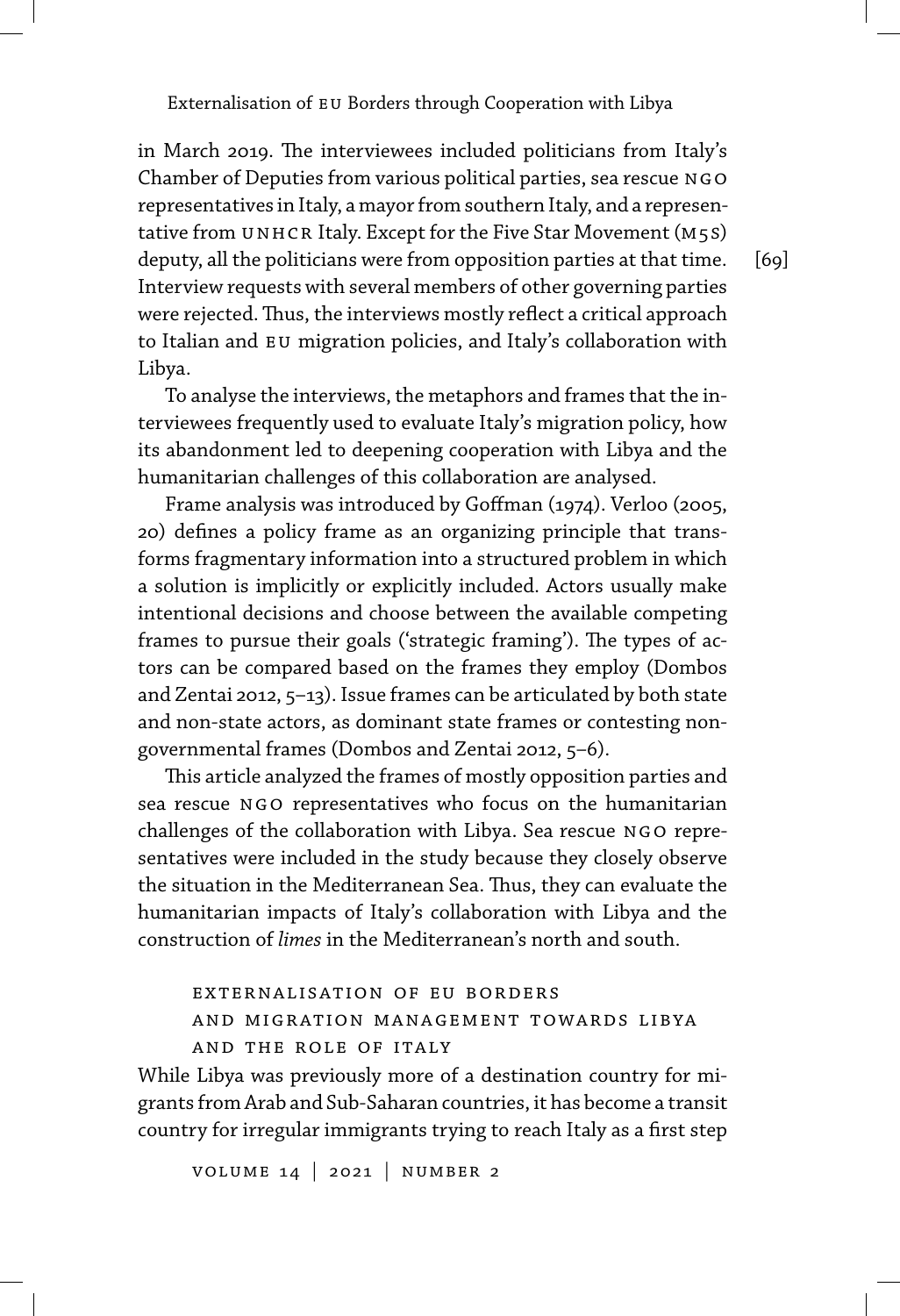in March 2019. The interviewees included politicians from Italy's Chamber of Deputies from various political parties, sea rescue NGO representatives in Italy, a mayor from southern Italy, and a representative from UNHCR Italy. Except for the Five Star Movement (M5S) deputy, all the politicians were from opposition parties at that time. Interview requests with several members of other governing parties were rejected. Thus, the interviews mostly reflect a critical approach to Italian and EU migration policies, and Italy's collaboration with Libya.

To analyse the interviews, the metaphors and frames that the interviewees frequently used to evaluate Italy's migration policy, how its abandonment led to deepening cooperation with Libya and the humanitarian challenges of this collaboration are analysed.

Frame analysis was introduced by Goffman (1974). Verloo (2005, 20) defines a policy frame as an organizing principle that transforms fragmentary information into a structured problem in which a solution is implicitly or explicitly included. Actors usually make intentional decisions and choose between the available competing frames to pursue their goals ('strategic framing'). The types of actors can be compared based on the frames they employ (Dombos and Zentai 2012, 5–13). Issue frames can be articulated by both state and non-state actors, as dominant state frames or contesting non-governmental frames (Dombos and Zentai 2012, 5–6).

This article analyzed the frames of mostly opposition parties and sea rescue NGO representatives who focus on the humanitarian challenges of the collaboration with Libya. Sea rescue NGO representatives were included in the study because they closely observe the situation in the Mediterranean Sea. Thus, they can evaluate the humanitarian impacts of Italy's collaboration with Libya and the construction of *limes* in the Mediterranean's north and south.

## Externalisation of EU Borders and Migration Management towards Libya and the Role of Italy

While Libya was previously more of a destination country for migrants from Arab and Sub-Saharan countries, it has become a transit country for irregular immigrants trying to reach Italy as a first step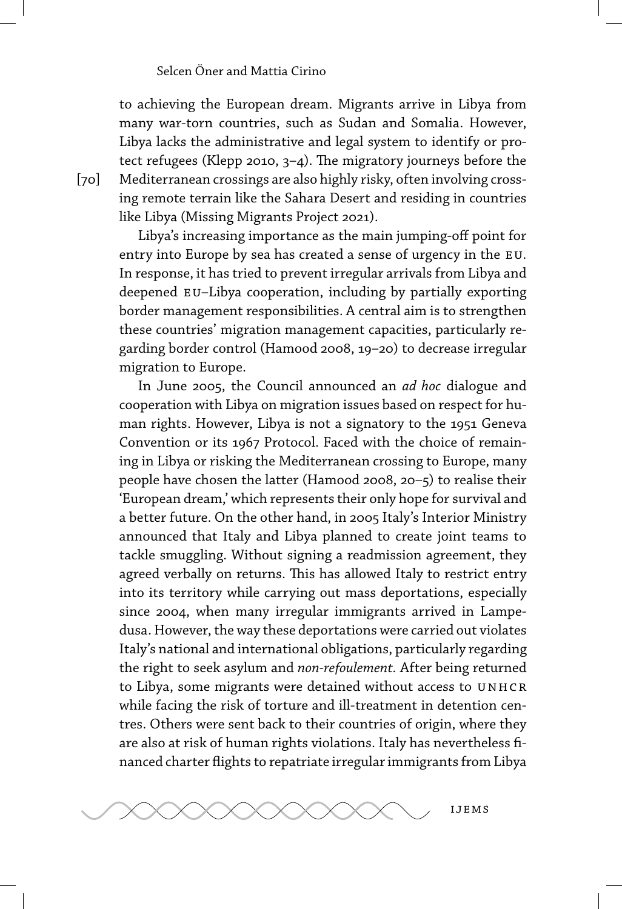to achieving the European dream. Migrants arrive in Libya from many war-torn countries, such as Sudan and Somalia. However, Libya lacks the administrative and legal system to identify or protect refugees (Klepp 2010, 3–4). The migratory journeys before the Mediterranean crossings are also highly risky, often involving crossing remote terrain like the Sahara Desert and residing in countries like Libya (Missing Migrants Project 2021).

Libya's increasing importance as the main jumping-off point for entry into Europe by sea has created a sense of urgency in the EU. In response, it has tried to prevent irregular arrivals from Libya and deepened EU–Libya cooperation, including by partially exporting border management responsibilities. A central aim is to strengthen these countries' migration management capacities, particularly regarding border control (Hamood 2008, 19–20) to decrease irregular migration to Europe.

In June 2005, the Council announced an *ad hoc* dialogue and cooperation with Libya on migration issues based on respect for human rights. However, Libya is not a signatory to the 1951 Geneva Convention or its 1967 Protocol. Faced with the choice of remaining in Libya or risking the Mediterranean crossing to Europe, many people have chosen the latter (Hamood 2008, 20–5) to realise their 'European dream,' which represents their only hope for survival and a better future. On the other hand, in 2005 Italy's Interior Ministry announced that Italy and Libya planned to create joint teams to tackle smuggling. Without signing a readmission agreement, they agreed verbally on returns. This has allowed Italy to restrict entry into its territory while carrying out mass deportations, especially since 2004, when many irregular immigrants arrived in Lampedusa. However, the way these deportations were carried out violates Italy's national and international obligations, particularly regarding the right to seek asylum and *non-refoulement.* After being returned to Libya, some migrants were detained without access to UNHCR while facing the risk of torture and ill-treatment in detention centres. Others were sent back to their countries of origin, where they are also at risk of human rights violations. Italy has nevertheless financed charter flights to repatriate irregular immigrants from Libya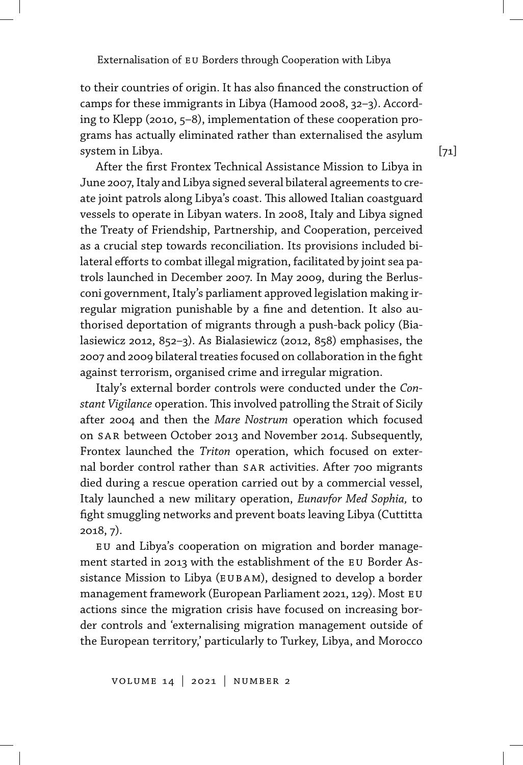to their countries of origin. It has also financed the construction of camps for these immigrants in Libya (Hamood 2008, 32–3). According to Klepp (2010, 5–8), implementation of these cooperation programs has actually eliminated rather than externalised the asylum system in Libya.

After the first Frontex Technical Assistance Mission to Libya in June 2007, Italy and Libya signed several bilateral agreements to create joint patrols along Libya's coast. This allowed Italian coastguard vessels to operate in Libyan waters. In 2008, Italy and Libya signed the Treaty of Friendship, Partnership, and Cooperation, perceived as a crucial step towards reconciliation. Its provisions included bilateral efforts to combat illegal migration, facilitated by joint sea patrols launched in December 2007. In May 2009, during the Berlusconi government, Italy's parliament approved legislation making irregular migration punishable by a fine and detention. It also authorised deportation of migrants through a push-back policy (Bialasiewicz 2012, 852–3). As Bialasiewicz (2012, 858) emphasises, the 2007 and 2009 bilateral treaties focused on collaboration in the fight against terrorism, organised crime and irregular migration.

Italy's external border controls were conducted under the *Constant Vigilance* operation. This involved patrolling the Strait of Sicily after 2004 and then the *Mare Nostrum* operation which focused on SAR between October 2013 and November 2014. Subsequently, Frontex launched the *Triton* operation, which focused on external border control rather than SAR activities. After 700 migrants died during a rescue operation carried out by a commercial vessel, Italy launched a new military operation, *Eunavfor Med Sophia,* to fight smuggling networks and prevent boats leaving Libya (Cuttitta 2018, 7).

EU and Libya's cooperation on migration and border management started in 2013 with the establishment of the EU Border Assistance Mission to Libya (EUBAM), designed to develop a border management framework (European Parliament 2021, 129). Most EU actions since the migration crisis have focused on increasing border controls and 'externalising migration management outside of the European territory,' particularly to Turkey, Libya, and Morocco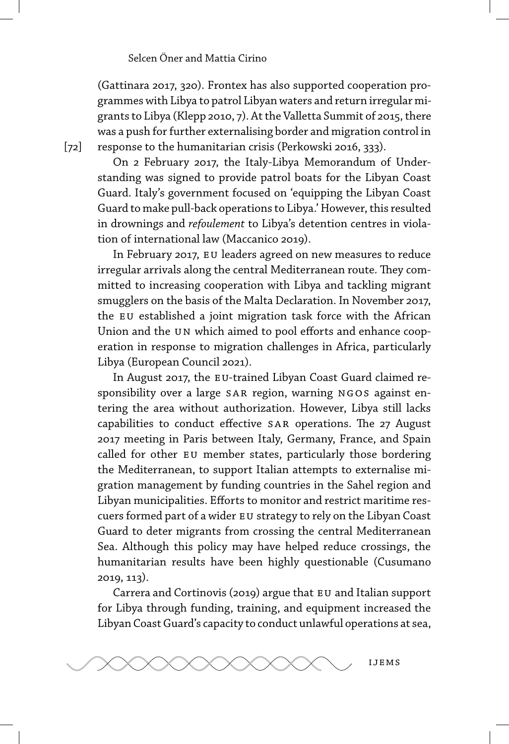(Gattinara 2017, 320). Frontex has also supported cooperation programmes with Libya to patrol Libyan waters and return irregular migrants to Libya (Klepp 2010, 7). At the Valletta Summit of 2015, there was a push for further externalising border and migration control in response to the humanitarian crisis (Perkowski 2016, 333).

On 2 February 2017, the Italy-Libya Memorandum of Understanding was signed to provide patrol boats for the Libyan Coast Guard. Italy's government focused on 'equipping the Libyan Coast Guard to make pull-back operations to Libya.' However, this resulted in drownings and *refoulement* to Libya's detention centres in violation of international law (Maccanico 2019).

In February 2017, EU leaders agreed on new measures to reduce irregular arrivals along the central Mediterranean route. They committed to increasing cooperation with Libya and tackling migrant smugglers on the basis of the Malta Declaration. In November 2017, the EU established a joint migration task force with the African Union and the UN which aimed to pool efforts and enhance cooperation in response to migration challenges in Africa, particularly Libya (European Council 2021).

In August 2017, the EU-trained Libyan Coast Guard claimed responsibility over a large SAR region, warning NGOS against entering the area without authorization. However, Libya still lacks capabilities to conduct effective SAR operations. The 27 August 2017 meeting in Paris between Italy, Germany, France, and Spain called for other EU member states, particularly those bordering the Mediterranean, to support Italian attempts to externalise migration management by funding countries in the Sahel region and Libyan municipalities. Efforts to monitor and restrict maritime rescuers formed part of a wider EU strategy to rely on the Libyan Coast Guard to deter migrants from crossing the central Mediterranean Sea. Although this policy may have helped reduce crossings, the humanitarian results have been highly questionable (Cusumano 2019, 113).

Carrera and Cortinovis (2019) argue that EU and Italian support for Libya through funding, training, and equipment increased the Libyan Coast Guard's capacity to conduct unlawful operations at sea,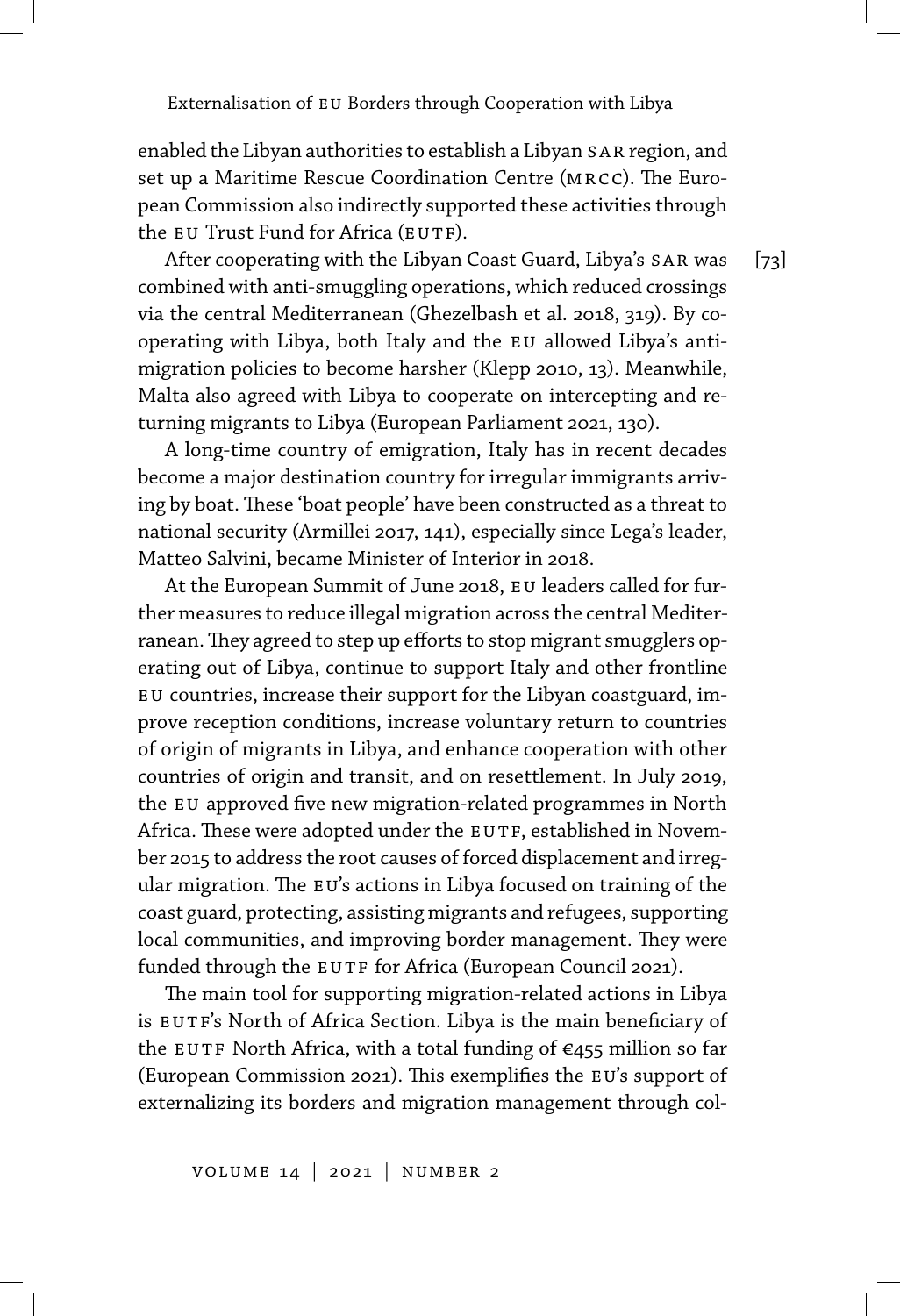enabled the Libyan authorities to establish a Libyan SAR region, and set up a Maritime Rescue Coordination Centre (MRCC). The European Commission also indirectly supported these activities through the EU Trust Fund for Africa (EUTF).

After cooperating with the Libyan Coast Guard, Libya's SAR was combined with anti-smuggling operations, which reduced crossings via the central Mediterranean (Ghezelbash et al. 2018, 319). By cooperating with Libya, both Italy and the EU allowed Libya's anti-migration policies to become harsher (Klepp 2010, 13). Meanwhile, Malta also agreed with Libya to cooperate on intercepting and returning migrants to Libya (European Parliament 2021, 130).

A long-time country of emigration, Italy has in recent decades become a major destination country for irregular immigrants arriving by boat. These 'boat people' have been constructed as a threat to national security (Armillei 2017, 141), especially since Lega's leader, Matteo Salvini, became Minister of Interior in 2018.

At the European Summit of June 2018, EU leaders called for further measures to reduce illegal migration across the central Mediterranean. They agreed to step up efforts to stop migrant smugglers operating out of Libya, continue to support Italy and other frontline EU countries, increase their support for the Libyan coastguard, improve reception conditions, increase voluntary return to countries of origin of migrants in Libya, and enhance cooperation with other countries of origin and transit, and on resettlement. In July 2019, the EU approved five new migration-related programmes in North Africa. These were adopted under the EUTF, established in November 2015 to address the root causes of forced displacement and irregular migration. The EU's actions in Libya focused on training of the coast guard, protecting, assisting migrants and refugees, supporting local communities, and improving border management. They were funded through the EUTF for Africa (European Council 2021).

The main tool for supporting migration-related actions in Libya is EUTF's North of Africa Section. Libya is the main beneficiary of the EUTF North Africa, with a total funding of €455 million so far (European Commission 2021). This exemplifies the EU's support of externalizing its borders and migration management through col-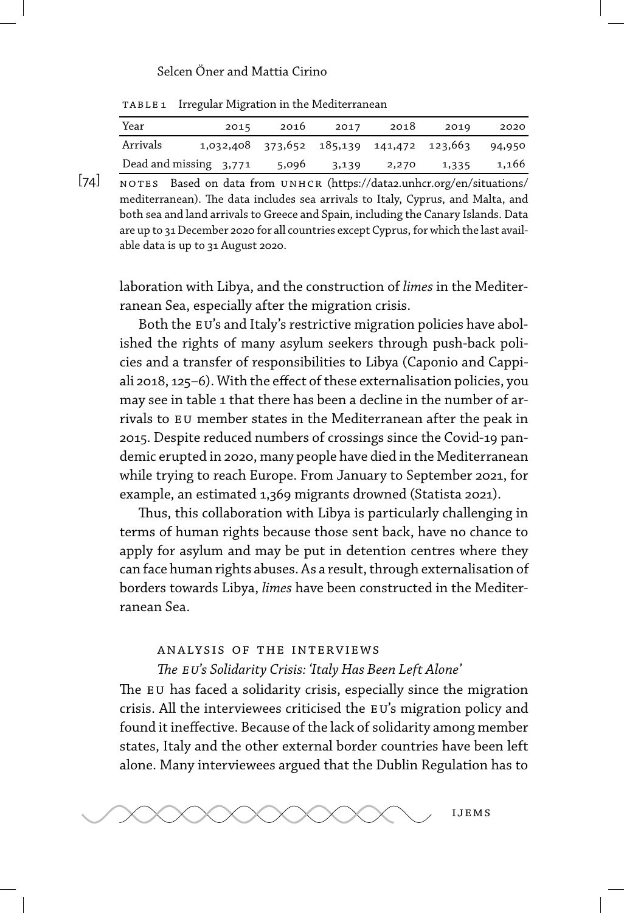Table 1 Irregular Migration in the Mediterranean

| Year | 2015 | 2016 | 2017 | 2018 | 2019 | 2020 |
|---|---|---|---|---|---|---|
| Arrivals | 1,032,408 | 373,652 | 185,139 | 141,472 | 123,663 | 94,950 |
| Dead and missing | 3,771 | 5,096 | 3,139 | 2,270 | 1,335 | 1,166 |

Notes Based on data from UNHCR (https://data2.unhcr.org/en/situations/mediterranean). The data includes sea arrivals to Italy, Cyprus, and Malta, and both sea and land arrivals to Greece and Spain, including the Canary Islands. Data are up to 31 December 2020 for all countries except Cyprus, for which the last available data is up to 31 August 2020.

laboration with Libya, and the construction of *limes* in the Mediterranean Sea, especially after the migration crisis.

Both the EU's and Italy's restrictive migration policies have abolished the rights of many asylum seekers through push-back policies and a transfer of responsibilities to Libya (Caponio and Cappiali 2018, 125–6). With the effect of these externalisation policies, you may see in table 1 that there has been a decline in the number of arrivals to EU member states in the Mediterranean after the peak in 2015. Despite reduced numbers of crossings since the Covid-19 pandemic erupted in 2020, many people have died in the Mediterranean while trying to reach Europe. From January to September 2021, for example, an estimated 1,369 migrants drowned (Statista 2021).

Thus, this collaboration with Libya is particularly challenging in terms of human rights because those sent back, have no chance to apply for asylum and may be put in detention centres where they can face human rights abuses. As a result, through externalisation of borders towards Libya, *limes* have been constructed in the Mediterranean Sea.

## Analysis of the Interviews

### *The EU's Solidarity Crisis: 'Italy Has Been Left Alone'*

The EU has faced a solidarity crisis, especially since the migration crisis. All the interviewees criticised the EU's migration policy and found it ineffective. Because of the lack of solidarity among member states, Italy and the other external border countries have been left alone. Many interviewees argued that the Dublin Regulation has to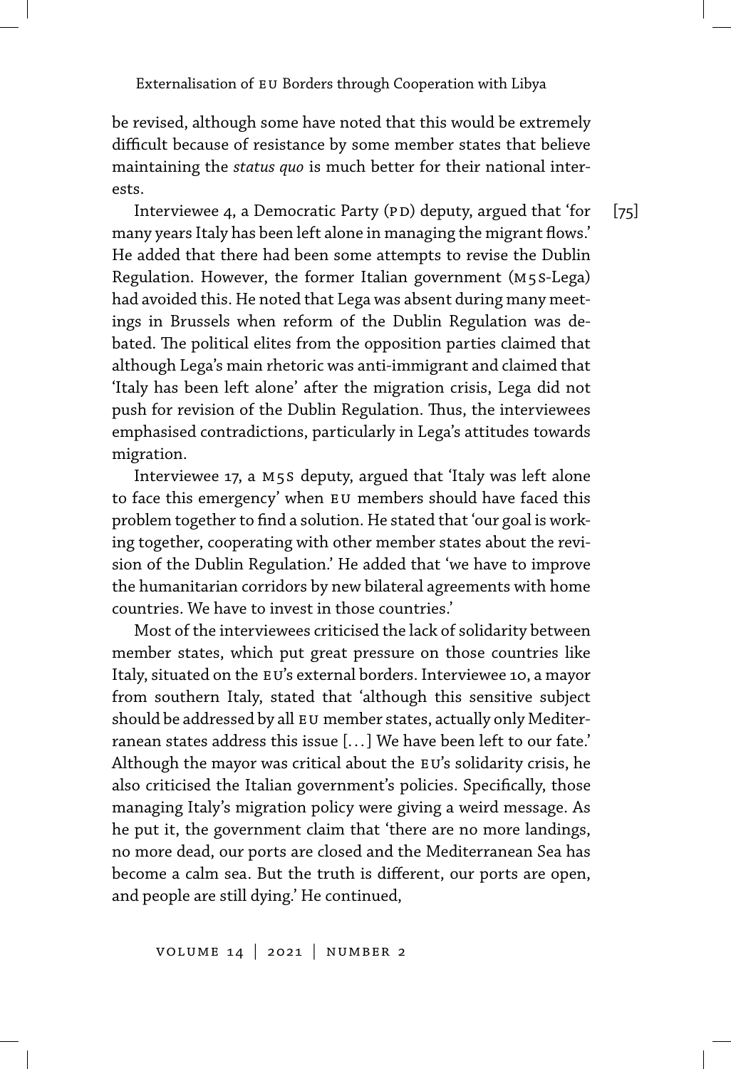be revised, although some have noted that this would be extremely difficult because of resistance by some member states that believe maintaining the *status quo* is much better for their national interests.

Interviewee 4, a Democratic Party (PD) deputy, argued that 'for many years Italy has been left alone in managing the migrant flows.' He added that there had been some attempts to revise the Dublin Regulation. However, the former Italian government (M5S-Lega) had avoided this. He noted that Lega was absent during many meetings in Brussels when reform of the Dublin Regulation was debated. The political elites from the opposition parties claimed that although Lega's main rhetoric was anti-immigrant and claimed that 'Italy has been left alone' after the migration crisis, Lega did not push for revision of the Dublin Regulation. Thus, the interviewees emphasised contradictions, particularly in Lega's attitudes towards migration.

Interviewee 17, a M5S deputy, argued that 'Italy was left alone to face this emergency' when EU members should have faced this problem together to find a solution. He stated that 'our goal is working together, cooperating with other member states about the revision of the Dublin Regulation.' He added that 'we have to improve the humanitarian corridors by new bilateral agreements with home countries. We have to invest in those countries.'

Most of the interviewees criticised the lack of solidarity between member states, which put great pressure on those countries like Italy, situated on the EU's external borders. Interviewee 10, a mayor from southern Italy, stated that 'although this sensitive subject should be addressed by all EU member states, actually only Mediterranean states address this issue [...] We have been left to our fate.' Although the mayor was critical about the EU's solidarity crisis, he also criticised the Italian government's policies. Specifically, those managing Italy's migration policy were giving a weird message. As he put it, the government claim that 'there are no more landings, no more dead, our ports are closed and the Mediterranean Sea has become a calm sea. But the truth is different, our ports are open, and people are still dying.' He continued,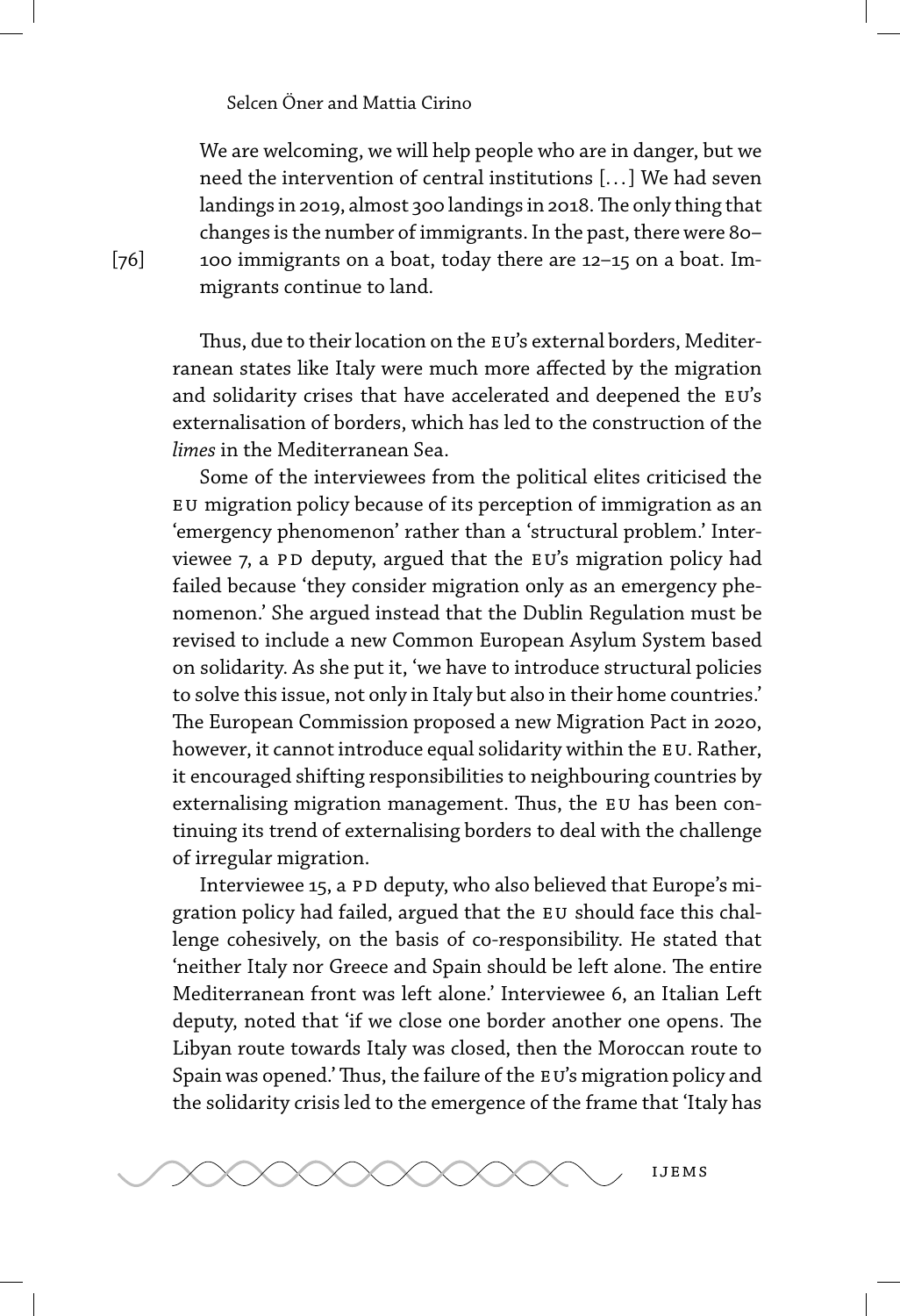> We are welcoming, we will help people who are in danger, but we need the intervention of central institutions [...] We had seven landings in 2019, almost 300 landings in 2018. The only thing that changes is the number of immigrants. In the past, there were 80–100 immigrants on a boat, today there are 12–15 on a boat. Immigrants continue to land.

Thus, due to their location on the EU's external borders, Mediterranean states like Italy were much more affected by the migration and solidarity crises that have accelerated and deepened the EU's externalisation of borders, which has led to the construction of the *limes* in the Mediterranean Sea.

Some of the interviewees from the political elites criticised the EU migration policy because of its perception of immigration as an 'emergency phenomenon' rather than a 'structural problem.' Interviewee 7, a PD deputy, argued that the EU's migration policy had failed because 'they consider migration only as an emergency phenomenon.' She argued instead that the Dublin Regulation must be revised to include a new Common European Asylum System based on solidarity. As she put it, 'we have to introduce structural policies to solve this issue, not only in Italy but also in their home countries.' The European Commission proposed a new Migration Pact in 2020, however, it cannot introduce equal solidarity within the EU. Rather, it encouraged shifting responsibilities to neighbouring countries by externalising migration management. Thus, the EU has been continuing its trend of externalising borders to deal with the challenge of irregular migration.

Interviewee 15, a PD deputy, who also believed that Europe's migration policy had failed, argued that the EU should face this challenge cohesively, on the basis of co-responsibility. He stated that 'neither Italy nor Greece and Spain should be left alone. The entire Mediterranean front was left alone.' Interviewee 6, an Italian Left deputy, noted that 'if we close one border another one opens. The Libyan route towards Italy was closed, then the Moroccan route to Spain was opened.' Thus, the failure of the EU's migration policy and the solidarity crisis led to the emergence of the frame that 'Italy has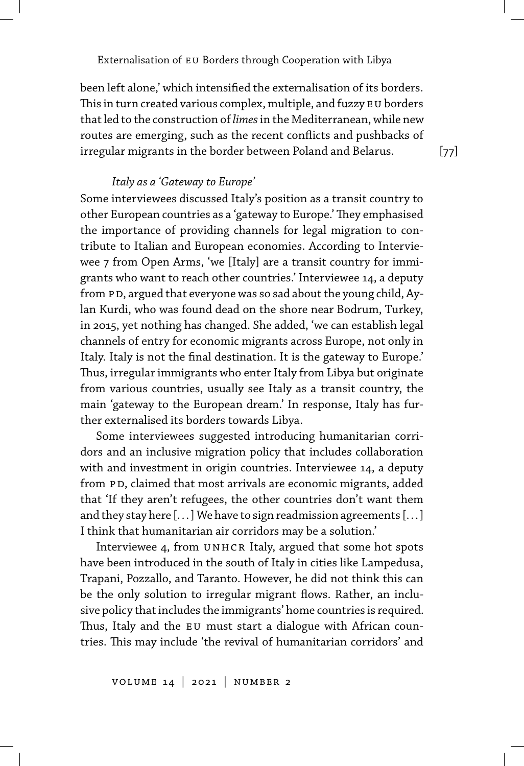been left alone,' which intensified the externalisation of its borders. This in turn created various complex, multiple, and fuzzy EU borders that led to the construction of *limes* in the Mediterranean, while new routes are emerging, such as the recent conflicts and pushbacks of irregular migrants in the border between Poland and Belarus.

### *Italy as a 'Gateway to Europe'*

Some interviewees discussed Italy's position as a transit country to other European countries as a 'gateway to Europe.' They emphasised the importance of providing channels for legal migration to contribute to Italian and European economies. According to Interviewee 7 from Open Arms, 'we [Italy] are a transit country for immigrants who want to reach other countries.' Interviewee 14, a deputy from PD, argued that everyone was so sad about the young child, Aylan Kurdi, who was found dead on the shore near Bodrum, Turkey, in 2015, yet nothing has changed. She added, 'we can establish legal channels of entry for economic migrants across Europe, not only in Italy. Italy is not the final destination. It is the gateway to Europe.' Thus, irregular immigrants who enter Italy from Libya but originate from various countries, usually see Italy as a transit country, the main 'gateway to the European dream.' In response, Italy has further externalised its borders towards Libya.

Some interviewees suggested introducing humanitarian corridors and an inclusive migration policy that includes collaboration with and investment in origin countries. Interviewee 14, a deputy from PD, claimed that most arrivals are economic migrants, added that 'If they aren't refugees, the other countries don't want them and they stay here [...] We have to sign readmission agreements [...] I think that humanitarian air corridors may be a solution.'

Interviewee 4, from UNHCR Italy, argued that some hot spots have been introduced in the south of Italy in cities like Lampedusa, Trapani, Pozzallo, and Taranto. However, he did not think this can be the only solution to irregular migrant flows. Rather, an inclusive policy that includes the immigrants' home countries is required. Thus, Italy and the EU must start a dialogue with African countries. This may include 'the revival of humanitarian corridors' and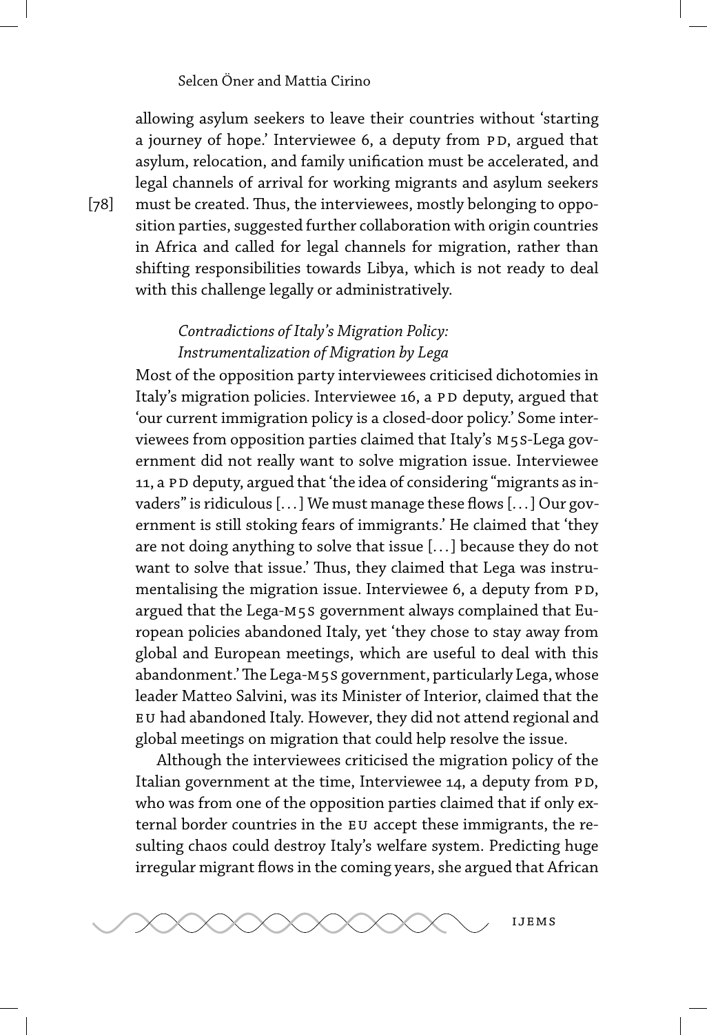allowing asylum seekers to leave their countries without 'starting a journey of hope.' Interviewee 6, a deputy from PD, argued that asylum, relocation, and family unification must be accelerated, and legal channels of arrival for working migrants and asylum seekers must be created. Thus, the interviewees, mostly belonging to opposition parties, suggested further collaboration with origin countries in Africa and called for legal channels for migration, rather than shifting responsibilities towards Libya, which is not ready to deal with this challenge legally or administratively.

### *Contradictions of Italy's Migration Policy: Instrumentalization of Migration by Lega*

Most of the opposition party interviewees criticised dichotomies in Italy's migration policies. Interviewee 16, a PD deputy, argued that 'our current immigration policy is a closed-door policy.' Some interviewees from opposition parties claimed that Italy's M5S-Lega government did not really want to solve migration issue. Interviewee 11, a PD deputy, argued that 'the idea of considering "migrants as invaders" is ridiculous [...] We must manage these flows [...] Our government is still stoking fears of immigrants.' He claimed that 'they are not doing anything to solve that issue [...] because they do not want to solve that issue.' Thus, they claimed that Lega was instrumentalising the migration issue. Interviewee 6, a deputy from PD, argued that the Lega-M5S government always complained that European policies abandoned Italy, yet 'they chose to stay away from global and European meetings, which are useful to deal with this abandonment.' The Lega-M5S government, particularly Lega, whose leader Matteo Salvini, was its Minister of Interior, claimed that the EU had abandoned Italy. However, they did not attend regional and global meetings on migration that could help resolve the issue.

Although the interviewees criticised the migration policy of the Italian government at the time, Interviewee 14, a deputy from PD, who was from one of the opposition parties claimed that if only external border countries in the EU accept these immigrants, the resulting chaos could destroy Italy's welfare system. Predicting huge irregular migrant flows in the coming years, she argued that African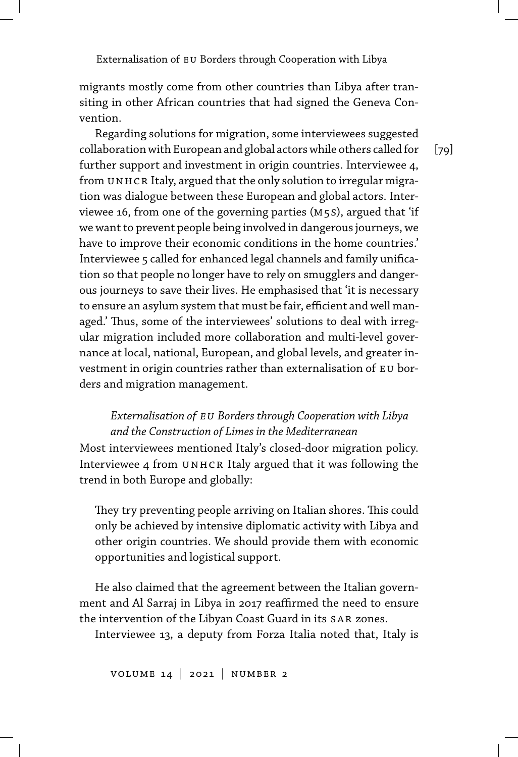migrants mostly come from other countries than Libya after transiting in other African countries that had signed the Geneva Convention.

Regarding solutions for migration, some interviewees suggested collaboration with European and global actors while others called for further support and investment in origin countries. Interviewee 4, from UNHCR Italy, argued that the only solution to irregular migration was dialogue between these European and global actors. Interviewee 16, from one of the governing parties (M5S), argued that 'if we want to prevent people being involved in dangerous journeys, we have to improve their economic conditions in the home countries.' Interviewee 5 called for enhanced legal channels and family unification so that people no longer have to rely on smugglers and dangerous journeys to save their lives. He emphasised that 'it is necessary to ensure an asylum system that must be fair, efficient and well managed.' Thus, some of the interviewees' solutions to deal with irregular migration included more collaboration and multi-level governance at local, national, European, and global levels, and greater investment in origin countries rather than externalisation of EU borders and migration management.

### *Externalisation of EU Borders through Cooperation with Libya and the Construction of Limes in the Mediterranean*

Most interviewees mentioned Italy's closed-door migration policy. Interviewee 4 from UNHCR Italy argued that it was following the trend in both Europe and globally:

> They try preventing people arriving on Italian shores. This could only be achieved by intensive diplomatic activity with Libya and other origin countries. We should provide them with economic opportunities and logistical support.

He also claimed that the agreement between the Italian government and Al Sarraj in Libya in 2017 reaffirmed the need to ensure the intervention of the Libyan Coast Guard in its SAR zones.

Interviewee 13, a deputy from Forza Italia noted that, Italy is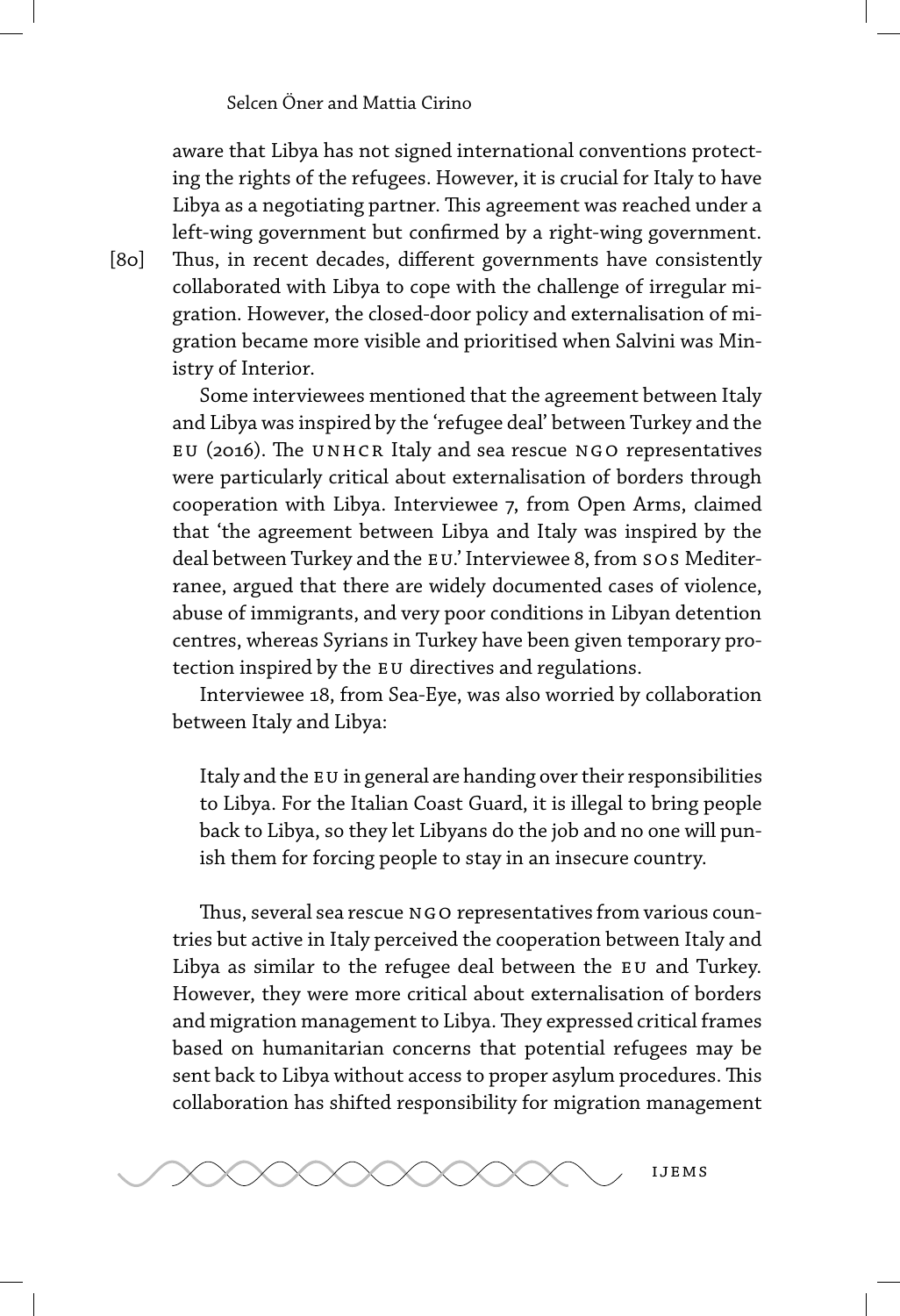aware that Libya has not signed international conventions protecting the rights of the refugees. However, it is crucial for Italy to have Libya as a negotiating partner. This agreement was reached under a left-wing government but confirmed by a right-wing government. Thus, in recent decades, different governments have consistently collaborated with Libya to cope with the challenge of irregular migration. However, the closed-door policy and externalisation of migration became more visible and prioritised when Salvini was Ministry of Interior.

Some interviewees mentioned that the agreement between Italy and Libya was inspired by the 'refugee deal' between Turkey and the EU (2016). The UNHCR Italy and sea rescue NGO representatives were particularly critical about externalisation of borders through cooperation with Libya. Interviewee 7, from Open Arms, claimed that 'the agreement between Libya and Italy was inspired by the deal between Turkey and the EU.' Interviewee 8, from SOS Mediterranee, argued that there are widely documented cases of violence, abuse of immigrants, and very poor conditions in Libyan detention centres, whereas Syrians in Turkey have been given temporary protection inspired by the EU directives and regulations.

Interviewee 18, from Sea-Eye, was also worried by collaboration between Italy and Libya:

> Italy and the EU in general are handing over their responsibilities to Libya. For the Italian Coast Guard, it is illegal to bring people back to Libya, so they let Libyans do the job and no one will punish them for forcing people to stay in an insecure country.

Thus, several sea rescue NGO representatives from various countries but active in Italy perceived the cooperation between Italy and Libya as similar to the refugee deal between the EU and Turkey. However, they were more critical about externalisation of borders and migration management to Libya. They expressed critical frames based on humanitarian concerns that potential refugees may be sent back to Libya without access to proper asylum procedures. This collaboration has shifted responsibility for migration management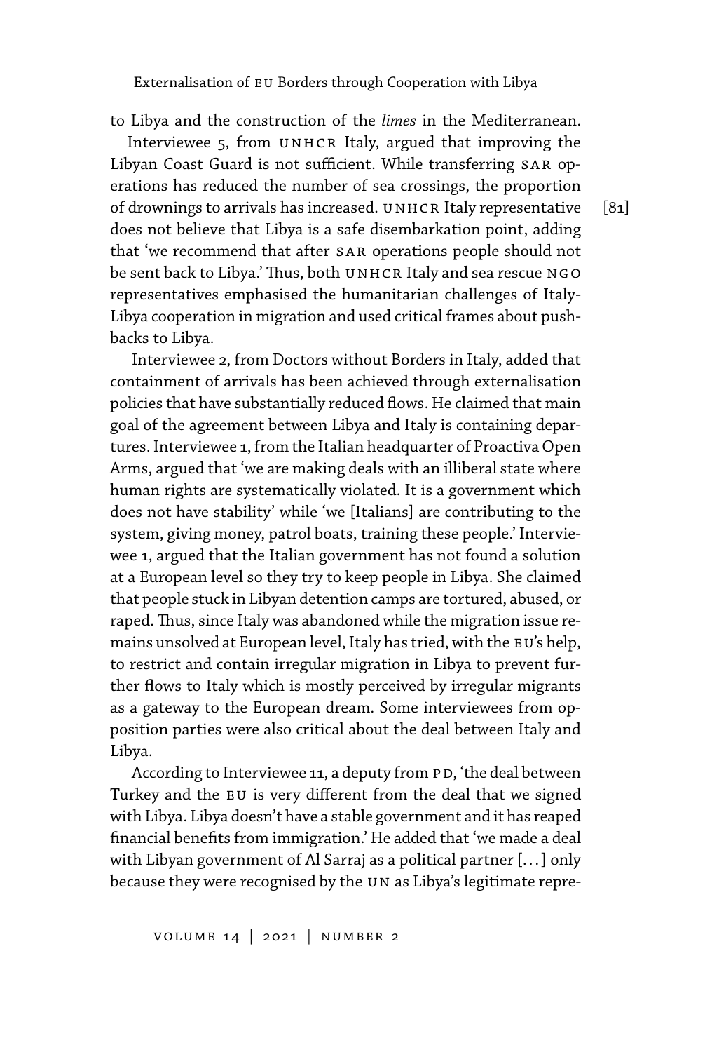to Libya and the construction of the *limes* in the Mediterranean. Interviewee 5, from UNHCR Italy, argued that improving the Libyan Coast Guard is not sufficient. While transferring SAR operations has reduced the number of sea crossings, the proportion of drownings to arrivals has increased. UNHCR Italy representative does not believe that Libya is a safe disembarkation point, adding that 'we recommend that after SAR operations people should not be sent back to Libya.' Thus, both UNHCR Italy and sea rescue NGO representatives emphasised the humanitarian challenges of Italy-Libya cooperation in migration and used critical frames about pushbacks to Libya.

Interviewee 2, from Doctors without Borders in Italy, added that containment of arrivals has been achieved through externalisation policies that have substantially reduced flows. He claimed that main goal of the agreement between Libya and Italy is containing departures. Interviewee 1, from the Italian headquarter of Proactiva Open Arms, argued that 'we are making deals with an illiberal state where human rights are systematically violated. It is a government which does not have stability' while 'we [Italians] are contributing to the system, giving money, patrol boats, training these people.' Interviewee 1, argued that the Italian government has not found a solution at a European level so they try to keep people in Libya. She claimed that people stuck in Libyan detention camps are tortured, abused, or raped. Thus, since Italy was abandoned while the migration issue remains unsolved at European level, Italy has tried, with the EU's help, to restrict and contain irregular migration in Libya to prevent further flows to Italy which is mostly perceived by irregular migrants as a gateway to the European dream. Some interviewees from opposition parties were also critical about the deal between Italy and Libya.

According to Interviewee 11, a deputy from PD, 'the deal between Turkey and the EU is very different from the deal that we signed with Libya. Libya doesn't have a stable government and it has reaped financial benefits from immigration.' He added that 'we made a deal with Libyan government of Al Sarraj as a political partner [...] only because they were recognised by the UN as Libya's legitimate repre-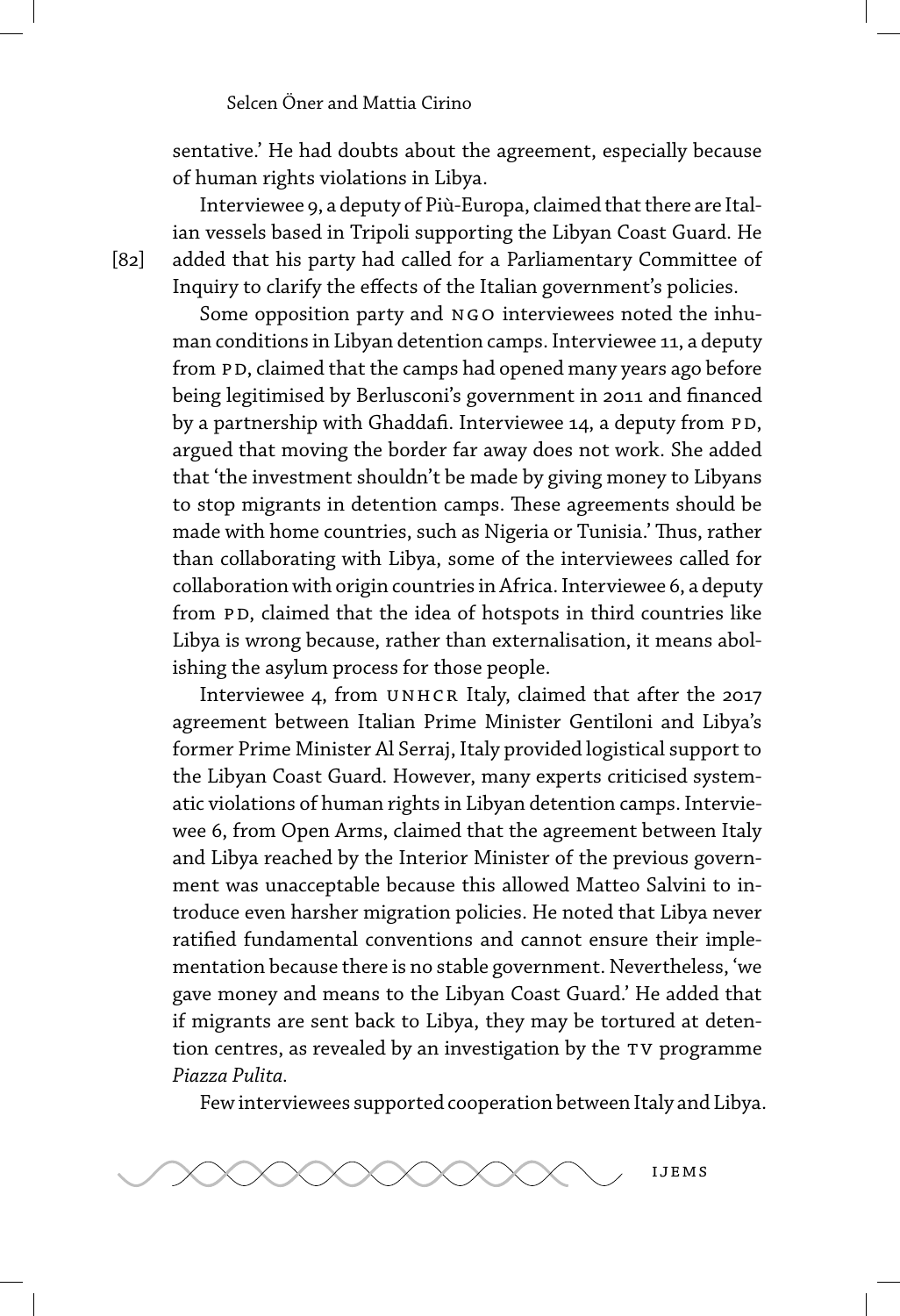sentative.' He had doubts about the agreement, especially because of human rights violations in Libya.

Interviewee 9, a deputy of Più-Europa, claimed that there are Italian vessels based in Tripoli supporting the Libyan Coast Guard. He added that his party had called for a Parliamentary Committee of Inquiry to clarify the effects of the Italian government's policies.

Some opposition party and NGO interviewees noted the inhuman conditions in Libyan detention camps. Interviewee 11, a deputy from PD, claimed that the camps had opened many years ago before being legitimised by Berlusconi's government in 2011 and financed by a partnership with Ghaddafi. Interviewee 14, a deputy from PD, argued that moving the border far away does not work. She added that 'the investment shouldn't be made by giving money to Libyans to stop migrants in detention camps. These agreements should be made with home countries, such as Nigeria or Tunisia.' Thus, rather than collaborating with Libya, some of the interviewees called for collaboration with origin countries in Africa. Interviewee 6, a deputy from PD, claimed that the idea of hotspots in third countries like Libya is wrong because, rather than externalisation, it means abolishing the asylum process for those people.

Interviewee 4, from UNHCR Italy, claimed that after the 2017 agreement between Italian Prime Minister Gentiloni and Libya's former Prime Minister Al Serraj, Italy provided logistical support to the Libyan Coast Guard. However, many experts criticised systematic violations of human rights in Libyan detention camps. Interviewee 6, from Open Arms, claimed that the agreement between Italy and Libya reached by the Interior Minister of the previous government was unacceptable because this allowed Matteo Salvini to introduce even harsher migration policies. He noted that Libya never ratified fundamental conventions and cannot ensure their implementation because there is no stable government. Nevertheless, 'we gave money and means to the Libyan Coast Guard.' He added that if migrants are sent back to Libya, they may be tortured at detention centres, as revealed by an investigation by the TV programme *Piazza Pulita*.

Few interviewees supported cooperation between Italy and Libya.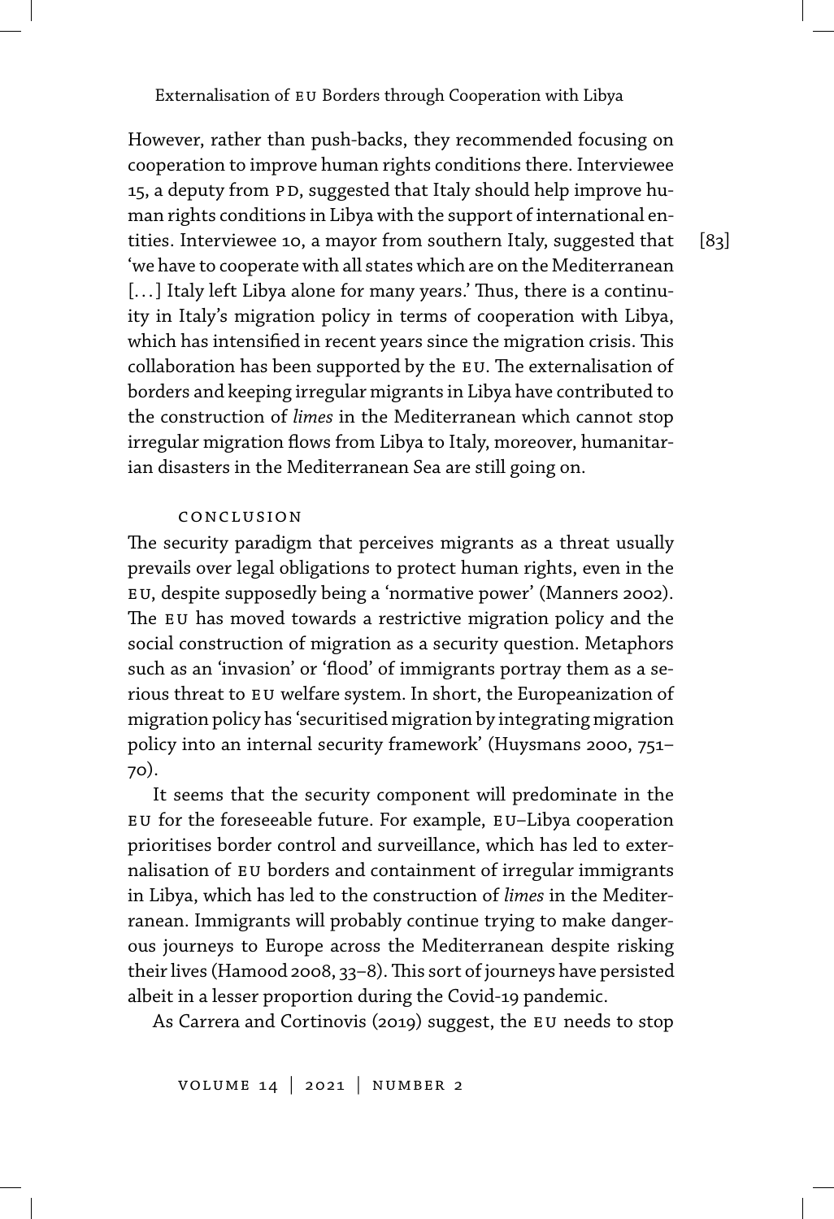However, rather than push-backs, they recommended focusing on cooperation to improve human rights conditions there. Interviewee 15, a deputy from PD, suggested that Italy should help improve human rights conditions in Libya with the support of international entities. Interviewee 10, a mayor from southern Italy, suggested that 'we have to cooperate with all states which are on the Mediterranean [...] Italy left Libya alone for many years.' Thus, there is a continuity in Italy's migration policy in terms of cooperation with Libya, which has intensified in recent years since the migration crisis. This collaboration has been supported by the EU. The externalisation of borders and keeping irregular migrants in Libya have contributed to the construction of *limes* in the Mediterranean which cannot stop irregular migration flows from Libya to Italy, moreover, humanitarian disasters in the Mediterranean Sea are still going on.

## Conclusion

The security paradigm that perceives migrants as a threat usually prevails over legal obligations to protect human rights, even in the EU, despite supposedly being a 'normative power' (Manners 2002). The EU has moved towards a restrictive migration policy and the social construction of migration as a security question. Metaphors such as an 'invasion' or 'flood' of immigrants portray them as a serious threat to EU welfare system. In short, the Europeanization of migration policy has 'securitised migration by integrating migration policy into an internal security framework' (Huysmans 2000, 751–70).

It seems that the security component will predominate in the EU for the foreseeable future. For example, EU–Libya cooperation prioritises border control and surveillance, which has led to externalisation of EU borders and containment of irregular immigrants in Libya, which has led to the construction of *limes* in the Mediterranean. Immigrants will probably continue trying to make dangerous journeys to Europe across the Mediterranean despite risking their lives (Hamood 2008, 33–8). This sort of journeys have persisted albeit in a lesser proportion during the Covid-19 pandemic.

As Carrera and Cortinovis (2019) suggest, the EU needs to stop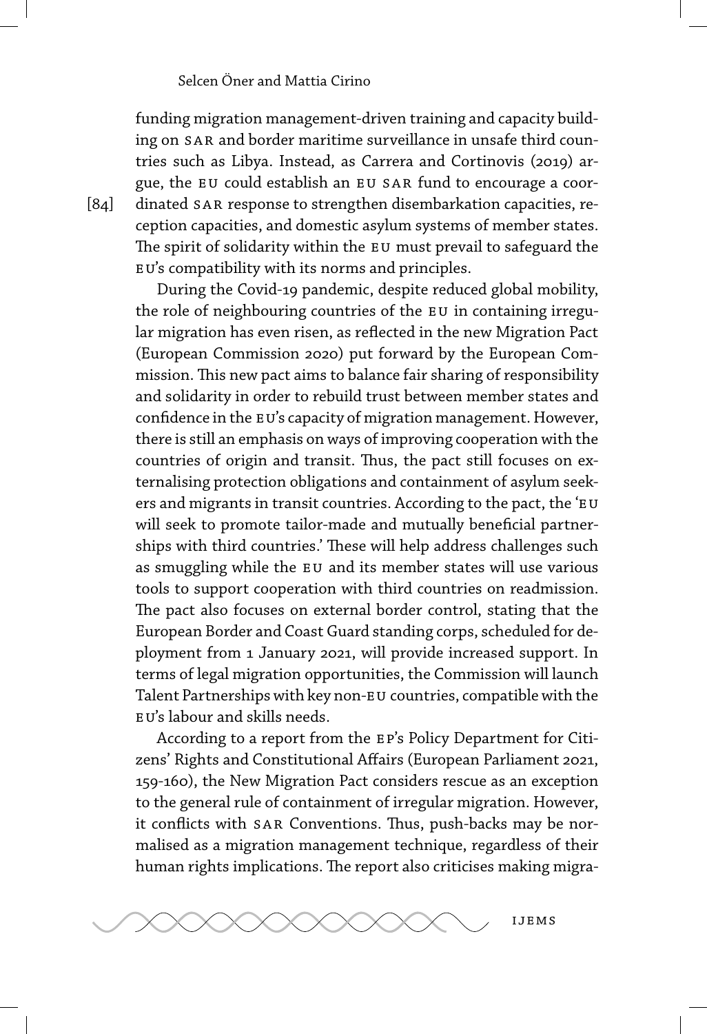funding migration management-driven training and capacity building on SAR and border maritime surveillance in unsafe third countries such as Libya. Instead, as Carrera and Cortinovis (2019) argue, the EU could establish an EU SAR fund to encourage a coordinated SAR response to strengthen disembarkation capacities, reception capacities, and domestic asylum systems of member states. The spirit of solidarity within the EU must prevail to safeguard the EU's compatibility with its norms and principles.

During the Covid-19 pandemic, despite reduced global mobility, the role of neighbouring countries of the EU in containing irregular migration has even risen, as reflected in the new Migration Pact (European Commission 2020) put forward by the European Commission. This new pact aims to balance fair sharing of responsibility and solidarity in order to rebuild trust between member states and confidence in the EU's capacity of migration management. However, there is still an emphasis on ways of improving cooperation with the countries of origin and transit. Thus, the pact still focuses on externalising protection obligations and containment of asylum seekers and migrants in transit countries. According to the pact, the 'EU will seek to promote tailor-made and mutually beneficial partnerships with third countries.' These will help address challenges such as smuggling while the EU and its member states will use various tools to support cooperation with third countries on readmission. The pact also focuses on external border control, stating that the European Border and Coast Guard standing corps, scheduled for deployment from 1 January 2021, will provide increased support. In terms of legal migration opportunities, the Commission will launch Talent Partnerships with key non-EU countries, compatible with the EU's labour and skills needs.

According to a report from the EP's Policy Department for Citizens' Rights and Constitutional Affairs (European Parliament 2021, 159-160), the New Migration Pact considers rescue as an exception to the general rule of containment of irregular migration. However, it conflicts with SAR Conventions. Thus, push-backs may be normalised as a migration management technique, regardless of their human rights implications. The report also criticises making migra-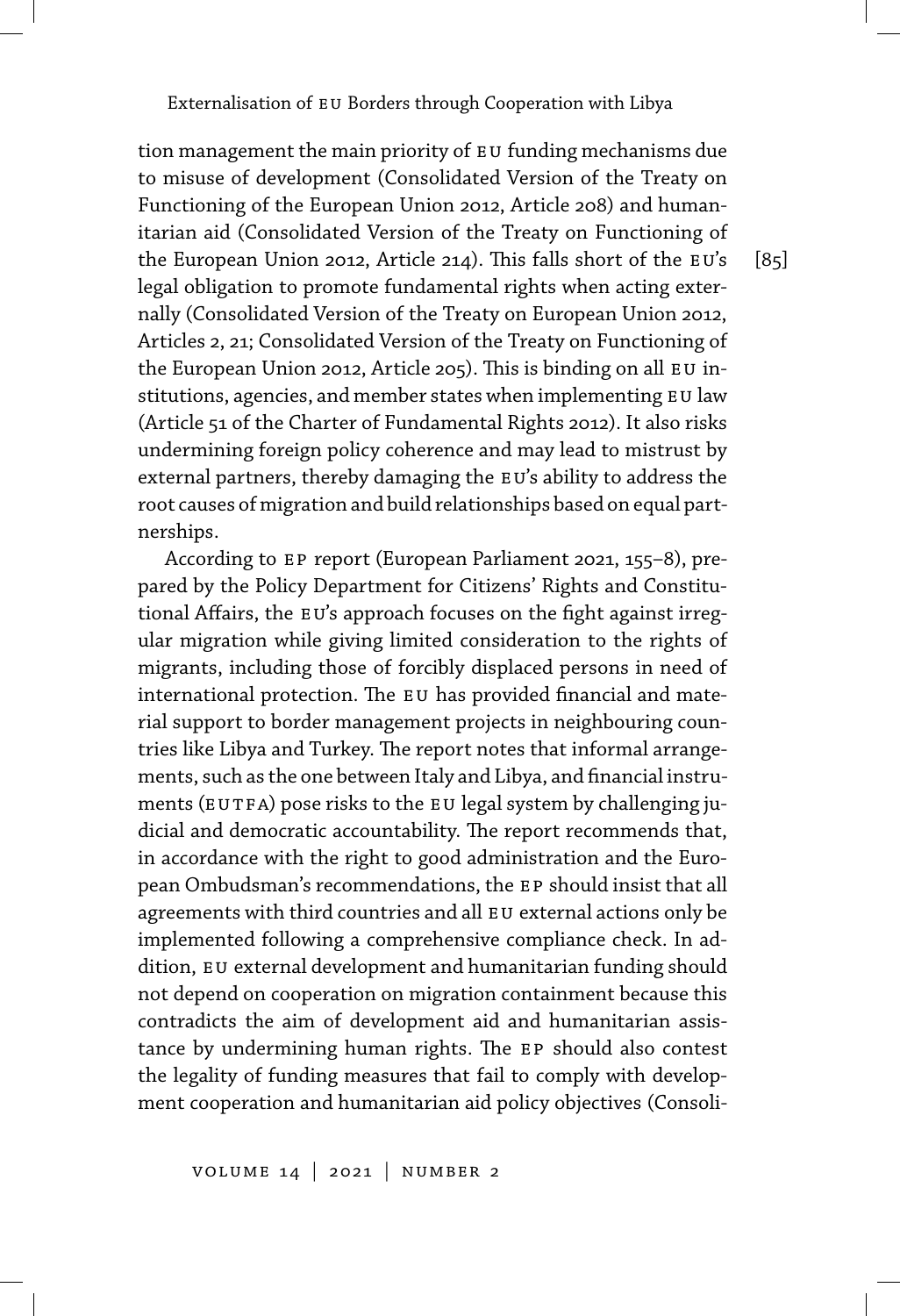tion management the main priority of EU funding mechanisms due to misuse of development (Consolidated Version of the Treaty on Functioning of the European Union 2012, Article 208) and humanitarian aid (Consolidated Version of the Treaty on Functioning of the European Union 2012, Article 214). This falls short of the EU's legal obligation to promote fundamental rights when acting externally (Consolidated Version of the Treaty on European Union 2012, Articles 2, 21; Consolidated Version of the Treaty on Functioning of the European Union 2012, Article 205). This is binding on all EU institutions, agencies, and member states when implementing EU law (Article 51 of the Charter of Fundamental Rights 2012). It also risks undermining foreign policy coherence and may lead to mistrust by external partners, thereby damaging the EU's ability to address the root causes of migration and build relationships based on equal partnerships.

According to EP report (European Parliament 2021, 155–8), prepared by the Policy Department for Citizens' Rights and Constitutional Affairs, the EU's approach focuses on the fight against irregular migration while giving limited consideration to the rights of migrants, including those of forcibly displaced persons in need of international protection. The EU has provided financial and material support to border management projects in neighbouring countries like Libya and Turkey. The report notes that informal arrangements, such as the one between Italy and Libya, and financial instruments (EUTFA) pose risks to the EU legal system by challenging judicial and democratic accountability. The report recommends that, in accordance with the right to good administration and the European Ombudsman's recommendations, the EP should insist that all agreements with third countries and all EU external actions only be implemented following a comprehensive compliance check. In addition, EU external development and humanitarian funding should not depend on cooperation on migration containment because this contradicts the aim of development aid and humanitarian assistance by undermining human rights. The EP should also contest the legality of funding measures that fail to comply with development cooperation and humanitarian aid policy objectives (Consoli-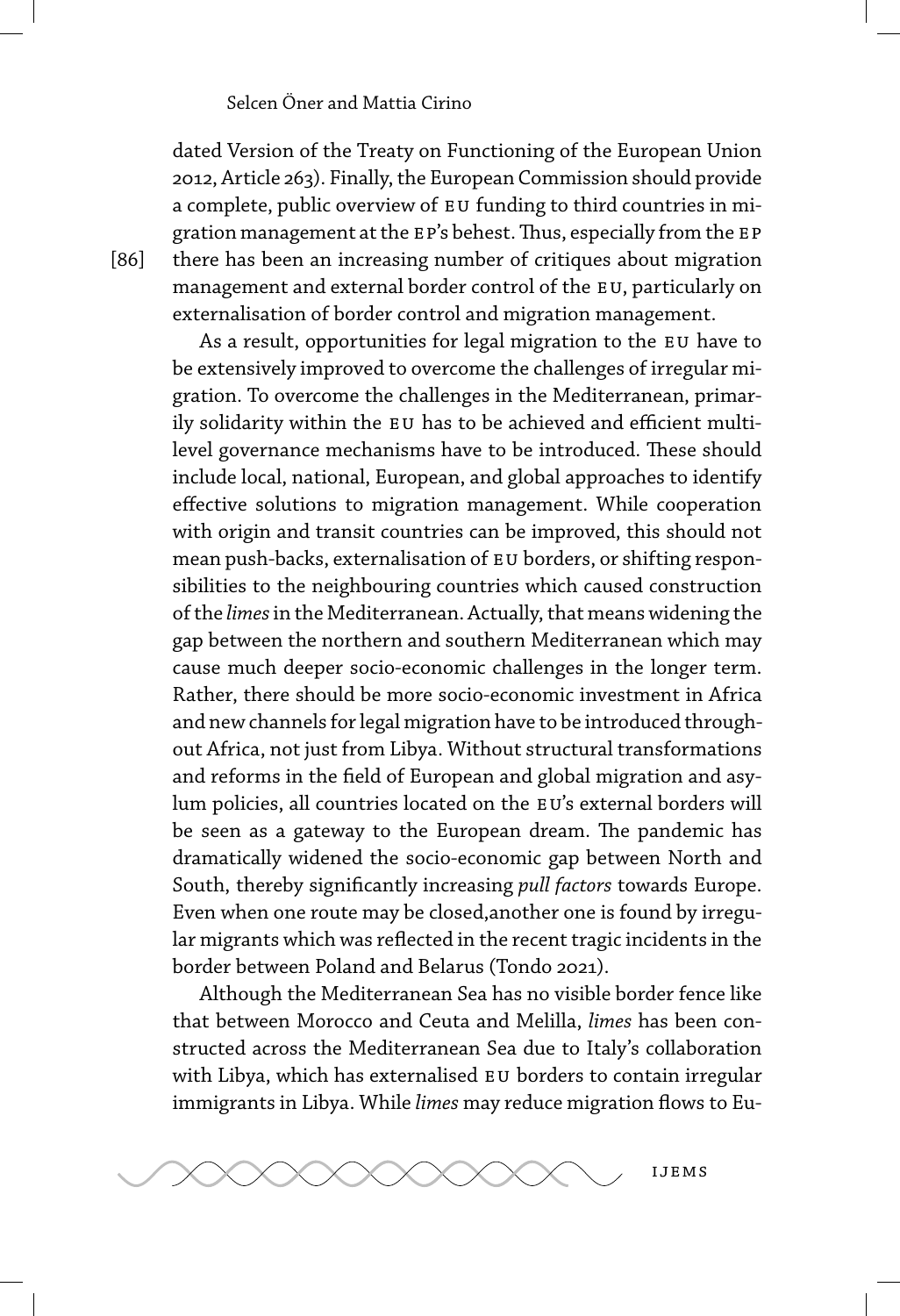dated Version of the Treaty on Functioning of the European Union 2012, Article 263). Finally, the European Commission should provide a complete, public overview of EU funding to third countries in migration management at the EP's behest. Thus, especially from the EP there has been an increasing number of critiques about migration management and external border control of the EU, particularly on externalisation of border control and migration management.

As a result, opportunities for legal migration to the EU have to be extensively improved to overcome the challenges of irregular migration. To overcome the challenges in the Mediterranean, primarily solidarity within the EU has to be achieved and efficient multilevel governance mechanisms have to be introduced. These should include local, national, European, and global approaches to identify effective solutions to migration management. While cooperation with origin and transit countries can be improved, this should not mean push-backs, externalisation of EU borders, or shifting responsibilities to the neighbouring countries which caused construction of the *limes* in the Mediterranean. Actually, that means widening the gap between the northern and southern Mediterranean which may cause much deeper socio-economic challenges in the longer term. Rather, there should be more socio-economic investment in Africa and new channels for legal migration have to be introduced throughout Africa, not just from Libya. Without structural transformations and reforms in the field of European and global migration and asylum policies, all countries located on the EU's external borders will be seen as a gateway to the European dream. The pandemic has dramatically widened the socio-economic gap between North and South, thereby significantly increasing *pull factors* towards Europe. Even when one route may be closed,another one is found by irregular migrants which was reflected in the recent tragic incidents in the border between Poland and Belarus (Tondo 2021).

Although the Mediterranean Sea has no visible border fence like that between Morocco and Ceuta and Melilla, *limes* has been constructed across the Mediterranean Sea due to Italy's collaboration with Libya, which has externalised EU borders to contain irregular immigrants in Libya. While *limes* may reduce migration flows to Eu-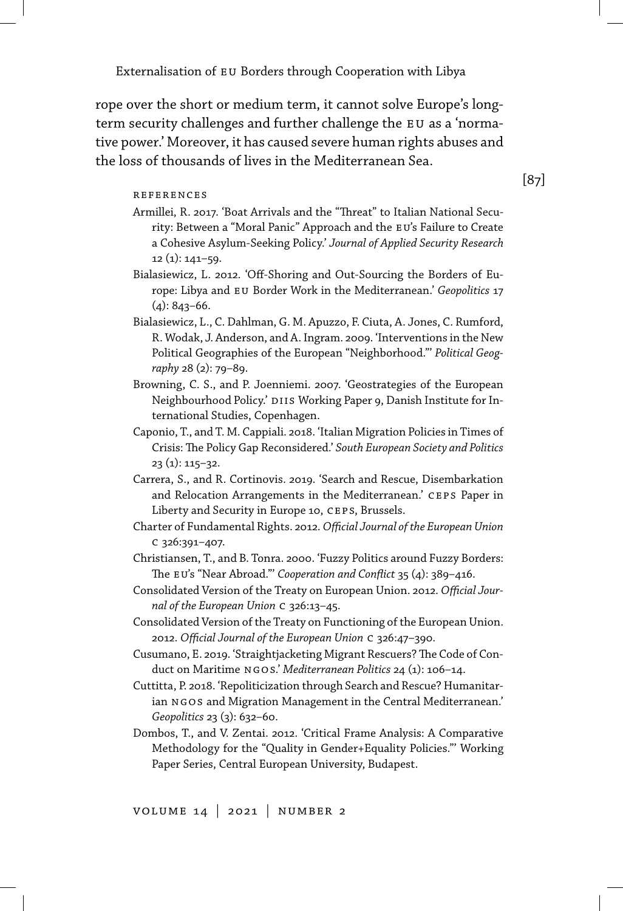rope over the short or medium term, it cannot solve Europe's long-term security challenges and further challenge the EU as a 'normative power.' Moreover, it has caused severe human rights abuses and the loss of thousands of lives in the Mediterranean Sea.

## References

Armillei, R. 2017. 'Boat Arrivals and the "Threat" to Italian National Security: Between a "Moral Panic" Approach and the EU's Failure to Create a Cohesive Asylum-Seeking Policy.' *Journal of Applied Security Research* 12 (1): 141–59.

Bialasiewicz, L. 2012. 'Off-Shoring and Out-Sourcing the Borders of Europe: Libya and EU Border Work in the Mediterranean.' *Geopolitics* 17 (4): 843–66.

Bialasiewicz, L., C. Dahlman, G. M. Apuzzo, F. Ciuta, A. Jones, C. Rumford, R. Wodak, J. Anderson, and A. Ingram. 2009. 'Interventions in the New Political Geographies of the European "Neighborhood."' *Political Geography* 28 (2): 79–89.

Browning, C. S., and P. Joenniemi. 2007. 'Geostrategies of the European Neighbourhood Policy.' DIIS Working Paper 9, Danish Institute for International Studies, Copenhagen.

Caponio, T., and T. M. Cappiali. 2018. 'Italian Migration Policies in Times of Crisis: The Policy Gap Reconsidered.' *South European Society and Politics* 23 (1): 115–32.

Carrera, S., and R. Cortinovis. 2019. 'Search and Rescue, Disembarkation and Relocation Arrangements in the Mediterranean.' CEPS Paper in Liberty and Security in Europe 10, CEPS, Brussels.

Charter of Fundamental Rights. 2012. *Official Journal of the European Union* C 326:391–407.

Christiansen, T., and B. Tonra. 2000. 'Fuzzy Politics around Fuzzy Borders: The EU's "Near Abroad."' *Cooperation and Conflict* 35 (4): 389–416.

Consolidated Version of the Treaty on European Union. 2012. *Official Journal of the European Union* C 326:13–45.

Consolidated Version of the Treaty on Functioning of the European Union. 2012. *Official Journal of the European Union* C 326:47–390.

Cusumano, E. 2019. 'Straightjacketing Migrant Rescuers? The Code of Conduct on Maritime NGOs.' *Mediterranean Politics* 24 (1): 106–14.

Cuttitta, P. 2018. 'Repoliticization through Search and Rescue? Humanitarian NGOs and Migration Management in the Central Mediterranean.' *Geopolitics* 23 (3): 632–60.

Dombos, T., and V. Zentai. 2012. 'Critical Frame Analysis: A Comparative Methodology for the "Quality in Gender+Equality Policies."' Working Paper Series, Central European University, Budapest.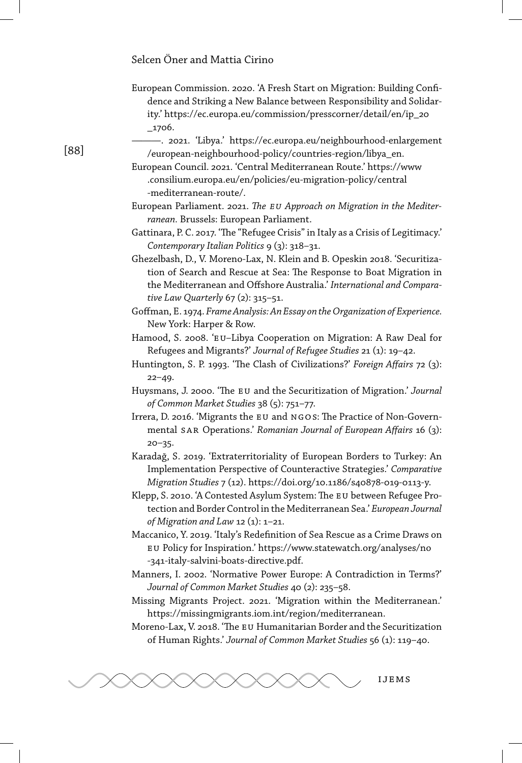European Commission. 2020. 'A Fresh Start on Migration: Building Confidence and Striking a New Balance between Responsibility and Solidarity.' https://ec.europa.eu/commission/presscorner/detail/en/ip_20_1706.

———. 2021. 'Libya.' https://ec.europa.eu/neighbourhood-enlargement/european-neighbourhood-policy/countries-region/libya_en.

European Council. 2021. 'Central Mediterranean Route.' https://www.consilium.europa.eu/en/policies/eu-migration-policy/central-mediterranean-route/.

European Parliament. 2021. *The EU Approach on Migration in the Mediterranean*. Brussels: European Parliament.

Gattinara, P. C. 2017. 'The "Refugee Crisis" in Italy as a Crisis of Legitimacy.' *Contemporary Italian Politics* 9 (3): 318–31.

Ghezelbash, D., V. Moreno-Lax, N. Klein and B. Opeskin 2018. 'Securitization of Search and Rescue at Sea: The Response to Boat Migration in the Mediterranean and Offshore Australia.' *International and Comparative Law Quarterly* 67 (2): 315–51.

Goffman, E. 1974. *Frame Analysis: An Essay on the Organization of Experience*. New York: Harper & Row.

Hamood, S. 2008. 'EU–Libya Cooperation on Migration: A Raw Deal for Refugees and Migrants?' *Journal of Refugee Studies* 21 (1): 19–42.

Huntington, S. P. 1993. 'The Clash of Civilizations?' *Foreign Affairs* 72 (3): 22–49.

Huysmans, J. 2000. 'The EU and the Securitization of Migration.' *Journal of Common Market Studies* 38 (5): 751–77.

Irrera, D. 2016. 'Migrants the EU and NGOs: The Practice of Non-Governmental SAR Operations.' *Romanian Journal of European Affairs* 16 (3): 20–35.

Karadağ, S. 2019. 'Extraterritoriality of European Borders to Turkey: An Implementation Perspective of Counteractive Strategies.' *Comparative Migration Studies* 7 (12). https://doi.org/10.1186/s40878-019-0113-y.

Klepp, S. 2010. 'A Contested Asylum System: The EU between Refugee Protection and Border Control in the Mediterranean Sea.' *European Journal of Migration and Law* 12 (1): 1–21.

Maccanico, Y. 2019. 'Italy's Redefinition of Sea Rescue as a Crime Draws on EU Policy for Inspiration.' https://www.statewatch.org/analyses/no-341-italy-salvini-boats-directive.pdf.

Manners, I. 2002. 'Normative Power Europe: A Contradiction in Terms?' *Journal of Common Market Studies* 40 (2): 235–58.

Missing Migrants Project. 2021. 'Migration within the Mediterranean.' https://missingmigrants.iom.int/region/mediterranean.

Moreno-Lax, V. 2018. 'The EU Humanitarian Border and the Securitization of Human Rights.' *Journal of Common Market Studies* 56 (1): 119–40.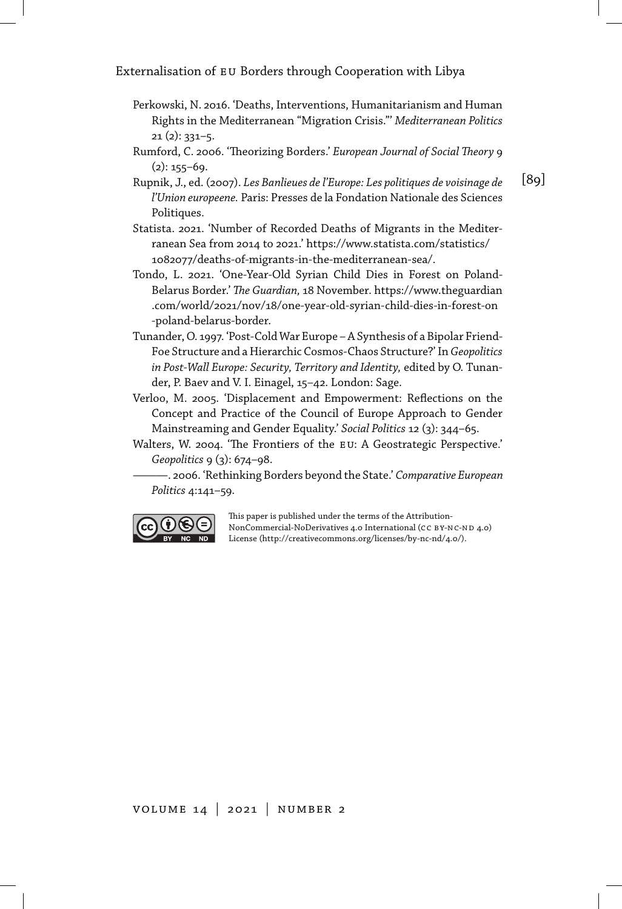Perkowski, N. 2016. 'Deaths, Interventions, Humanitarianism and Human Rights in the Mediterranean "Migration Crisis."' *Mediterranean Politics* 21 (2): 331–5.

Rumford, C. 2006. 'Theorizing Borders.' *European Journal of Social Theory* 9 (2): 155–69.

Rupnik, J., ed. (2007). *Les Banlieues de l'Europe: Les politiques de voisinage de l'Union europeene.* Paris: Presses de la Fondation Nationale des Sciences Politiques.

Statista. 2021. 'Number of Recorded Deaths of Migrants in the Mediterranean Sea from 2014 to 2021.' https://www.statista.com/statistics/1082077/deaths-of-migrants-in-the-mediterranean-sea/.

Tondo, L. 2021. 'One-Year-Old Syrian Child Dies in Forest on Poland-Belarus Border.' *The Guardian,* 18 November. https://www.theguardian.com/world/2021/nov/18/one-year-old-syrian-child-dies-in-forest-on-poland-belarus-border.

Tunander, O. 1997. 'Post-Cold War Europe – A Synthesis of a Bipolar Friend-Foe Structure and a Hierarchic Cosmos-Chaos Structure?' In *Geopolitics in Post-Wall Europe: Security, Territory and Identity,* edited by O. Tunander, P. Baev and V. I. Einagel, 15–42. London: Sage.

Verloo, M. 2005. 'Displacement and Empowerment: Reflections on the Concept and Practice of the Council of Europe Approach to Gender Mainstreaming and Gender Equality.' *Social Politics* 12 (3): 344–65.

Walters, W. 2004. 'The Frontiers of the EU: A Geostrategic Perspective.' *Geopolitics* 9 (3): 674–98.

———. 2006. 'Rethinking Borders beyond the State.' *Comparative European Politics* 4:141–59.

This paper is published under the terms of the Attribution-NonCommercial-NoDerivatives 4.0 International (CC BY-NC-ND 4.0) License (http://creativecommons.org/licenses/by-nc-nd/4.0/).